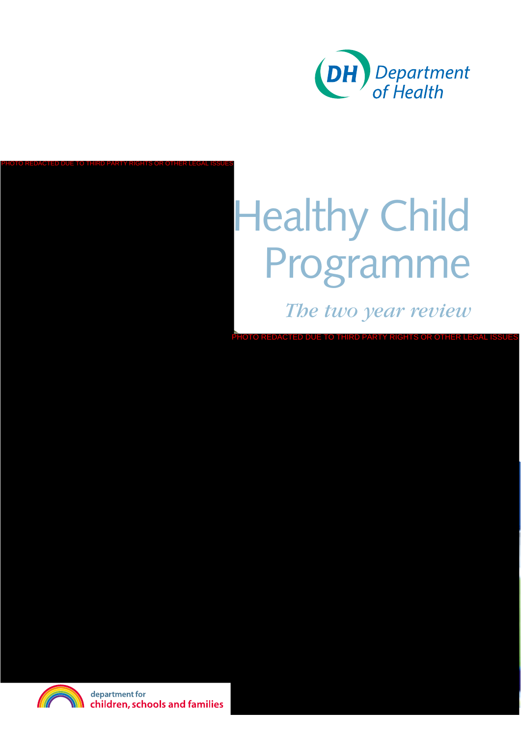Department of Health

PHOTO REDACTED DUE TO THIRD PARTY RIGHTS OR OTHER LEGAL ISSUES

# Healthy Child Programme

*The two year review*

PHOTO REDACTED DUE TO THIRD PARTY RIGHTS OR OTHER LEGAL ISSUES

department for children, schools and families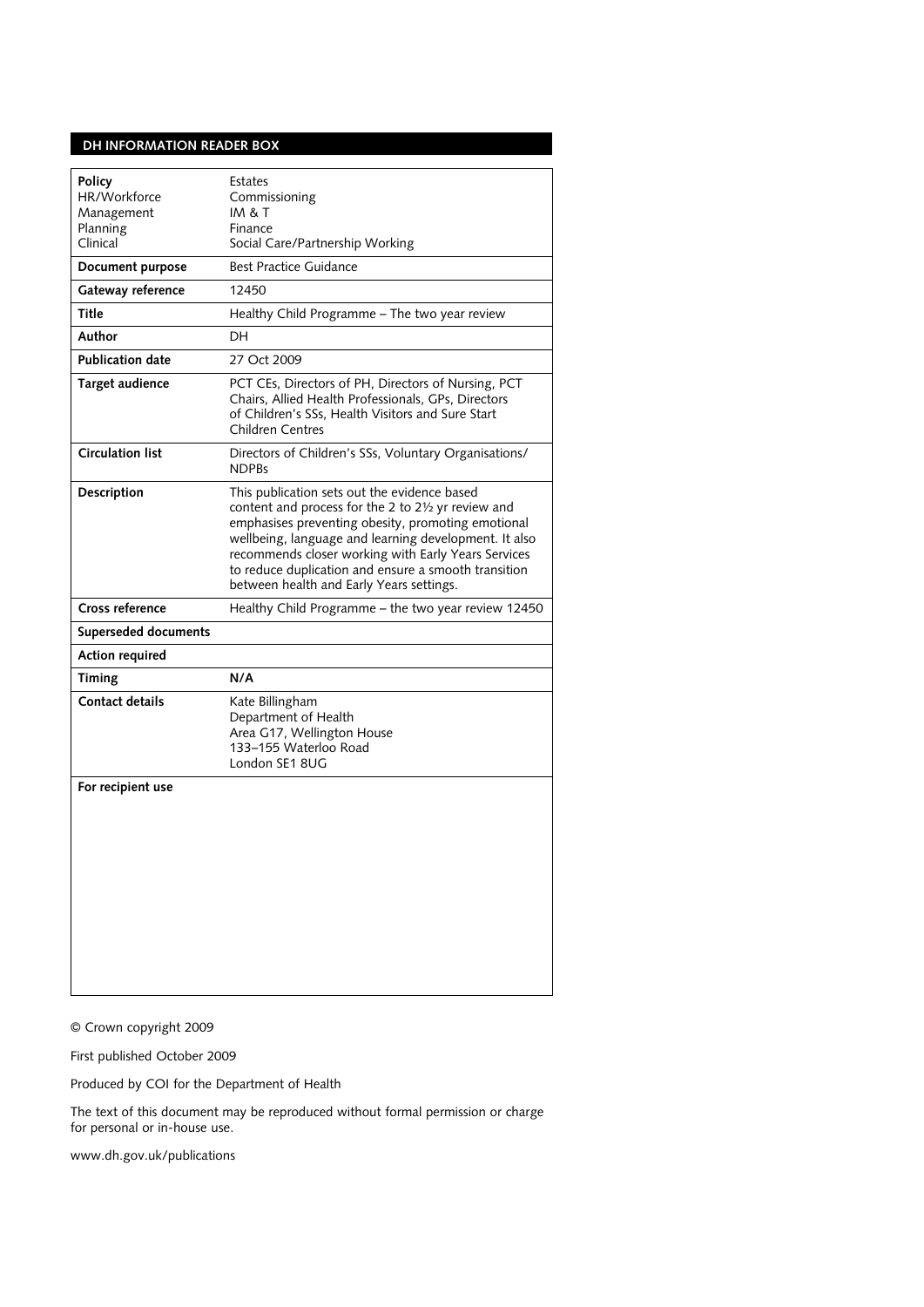## DH INFORMATION READER BOX

| | |
|---|---|
| **Policy**<br>HR/Workforce<br>Management<br>Planning<br>Clinical | Estates<br>Commissioning<br>IM & T<br>Finance<br>Social Care/Partnership Working |
| **Document purpose** | Best Practice Guidance |
| **Gateway reference** | 12450 |
| **Title** | Healthy Child Programme – The two year review |
| **Author** | DH |
| **Publication date** | 27 Oct 2009 |
| **Target audience** | PCT CEs, Directors of PH, Directors of Nursing, PCT Chairs, Allied Health Professionals, GPs, Directors of Children's SSs, Health Visitors and Sure Start Children Centres |
| **Circulation list** | Directors of Children's SSs, Voluntary Organisations/ NDPBs |
| **Description** | This publication sets out the evidence based content and process for the 2 to 2½ yr review and emphasises preventing obesity, promoting emotional wellbeing, language and learning development. It also recommends closer working with Early Years Services to reduce duplication and ensure a smooth transition between health and Early Years settings. |
| **Cross reference** | Healthy Child Programme – the two year review 12450 |
| **Superseded documents** | |
| **Action required** | |
| **Timing** | **N/A** |
| **Contact details** | Kate Billingham<br>Department of Health<br>Area G17, Wellington House<br>133–155 Waterloo Road<br>London SE1 8UG |
| **For recipient use** | |

© Crown copyright 2009

First published October 2009

Produced by COI for the Department of Health

The text of this document may be reproduced without formal permission or charge for personal or in-house use.

www.dh.gov.uk/publications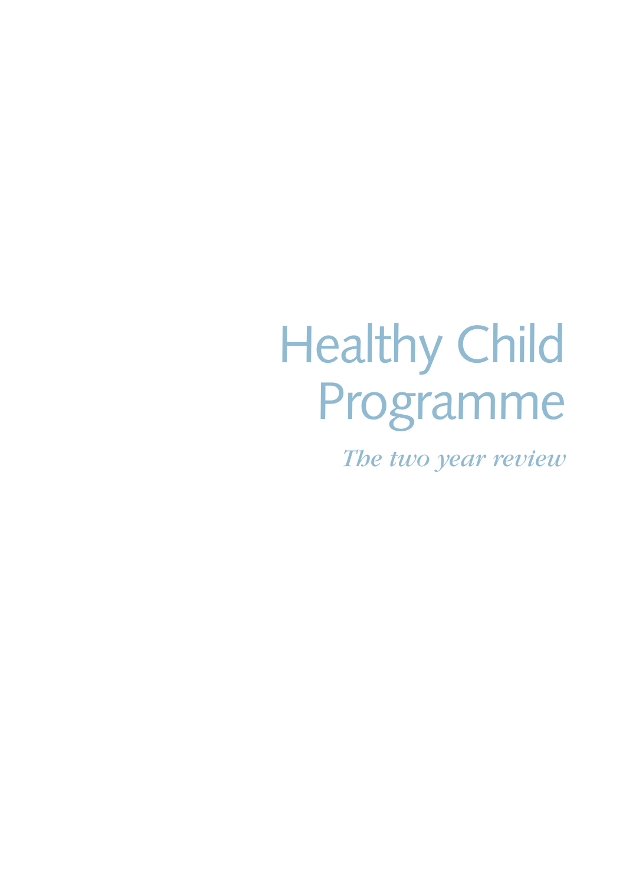# Healthy Child Programme

*The two year review*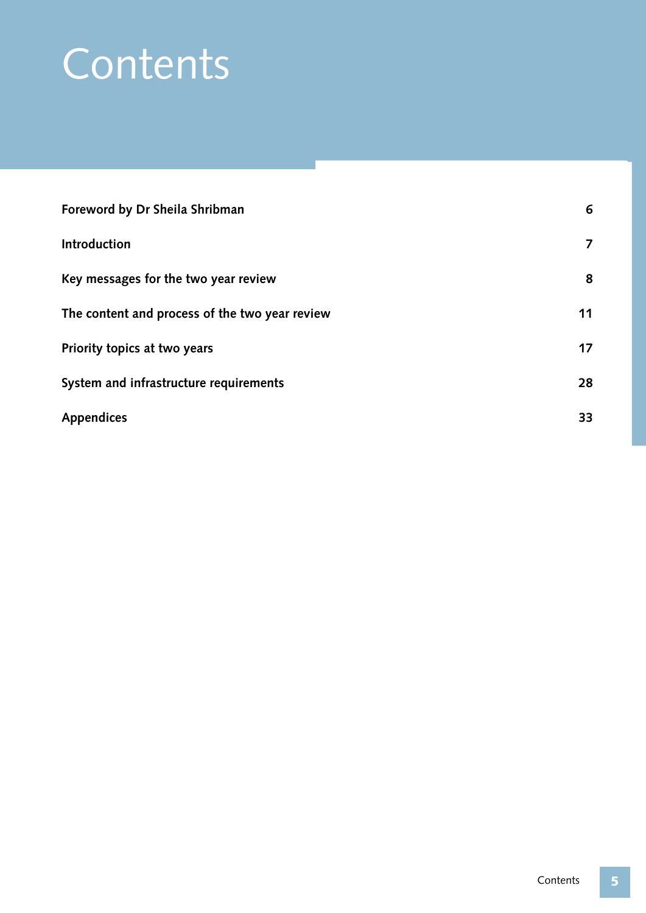# Contents

| | |
|---|---|
| **Foreword by Dr Sheila Shribman** | **6** |
| **Introduction** | **7** |
| **Key messages for the two year review** | **8** |
| **The content and process of the two year review** | **11** |
| **Priority topics at two years** | **17** |
| **System and infrastructure requirements** | **28** |
| **Appendices** | **33** |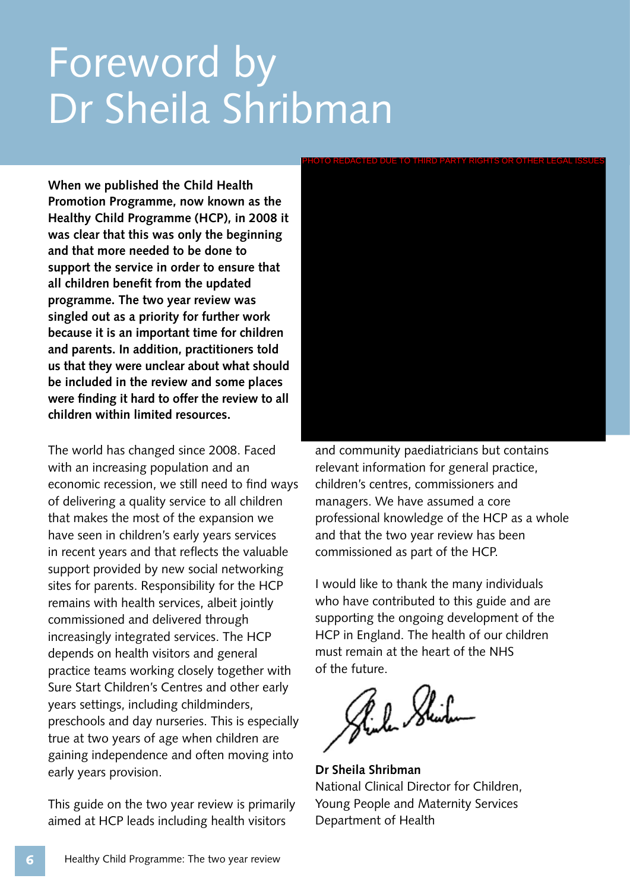# Foreword by Dr Sheila Shribman

PHOTO REDACTED DUE TO THIRD PARTY RIGHTS OR OTHER LEGAL ISSUES

**When we published the Child Health Promotion Programme, now known as the Healthy Child Programme (HCP), in 2008 it was clear that this was only the beginning and that more needed to be done to support the service in order to ensure that all children benefit from the updated programme. The two year review was singled out as a priority for further work because it is an important time for children and parents. In addition, practitioners told us that they were unclear about what should be included in the review and some places were finding it hard to offer the review to all children within limited resources.**

The world has changed since 2008. Faced with an increasing population and an economic recession, we still need to find ways of delivering a quality service to all children that makes the most of the expansion we have seen in children's early years services in recent years and that reflects the valuable support provided by new social networking sites for parents. Responsibility for the HCP remains with health services, albeit jointly commissioned and delivered through increasingly integrated services. The HCP depends on health visitors and general practice teams working closely together with Sure Start Children's Centres and other early years settings, including childminders, preschools and day nurseries. This is especially true at two years of age when children are gaining independence and often moving into early years provision.

This guide on the two year review is primarily aimed at HCP leads including health visitors and community paediatricians but contains relevant information for general practice, children's centres, commissioners and managers. We have assumed a core professional knowledge of the HCP as a whole and that the two year review has been commissioned as part of the HCP.

I would like to thank the many individuals who have contributed to this guide and are supporting the ongoing development of the HCP in England. The health of our children must remain at the heart of the NHS of the future.

**Dr Sheila Shribman**
National Clinical Director for Children, Young People and Maternity Services
Department of Health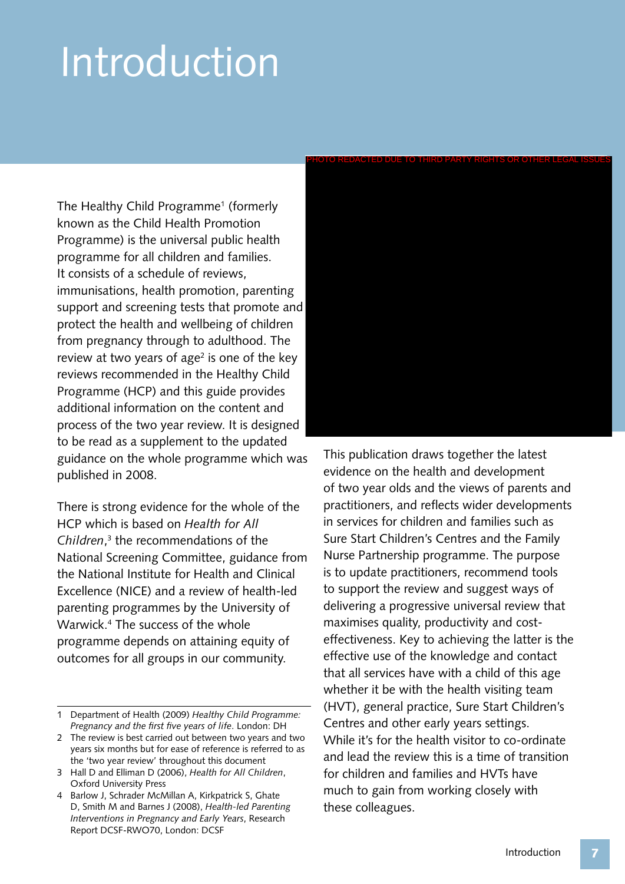# Introduction

PHOTO REDACTED DUE TO THIRD PARTY RIGHTS OR OTHER LEGAL ISSUES

The Healthy Child Programme[1] (formerly known as the Child Health Promotion Programme) is the universal public health programme for all children and families. It consists of a schedule of reviews, immunisations, health promotion, parenting support and screening tests that promote and protect the health and wellbeing of children from pregnancy through to adulthood. The review at two years of age[2] is one of the key reviews recommended in the Healthy Child Programme (HCP) and this guide provides additional information on the content and process of the two year review. It is designed to be read as a supplement to the updated guidance on the whole programme which was published in 2008.

There is strong evidence for the whole of the HCP which is based on *Health for All Children*,[3] the recommendations of the National Screening Committee, guidance from the National Institute for Health and Clinical Excellence (NICE) and a review of health-led parenting programmes by the University of Warwick.[4] The success of the whole programme depends on attaining equity of outcomes for all groups in our community.

This publication draws together the latest evidence on the health and development of two year olds and the views of parents and practitioners, and reflects wider developments in services for children and families such as Sure Start Children's Centres and the Family Nurse Partnership programme. The purpose is to update practitioners, recommend tools to support the review and suggest ways of delivering a progressive universal review that maximises quality, productivity and cost-effectiveness. Key to achieving the latter is the effective use of the knowledge and contact that all services have with a child of this age whether it be with the health visiting team (HVT), general practice, Sure Start Children's Centres and other early years settings. While it's for the health visitor to co-ordinate and lead the review this is a time of transition for children and families and HVTs have much to gain from working closely with these colleagues.

---

1. Department of Health (2009) *Healthy Child Programme: Pregnancy and the first five years of life*. London: DH
2. The review is best carried out between two years and two years six months but for ease of reference is referred to as the 'two year review' throughout this document
3. Hall D and Elliman D (2006), *Health for All Children*, Oxford University Press
4. Barlow J, Schrader McMillan A, Kirkpatrick S, Ghate D, Smith M and Barnes J (2008), *Health-led Parenting Interventions in Pregnancy and Early Years*, Research Report DCSF-RWO70, London: DCSF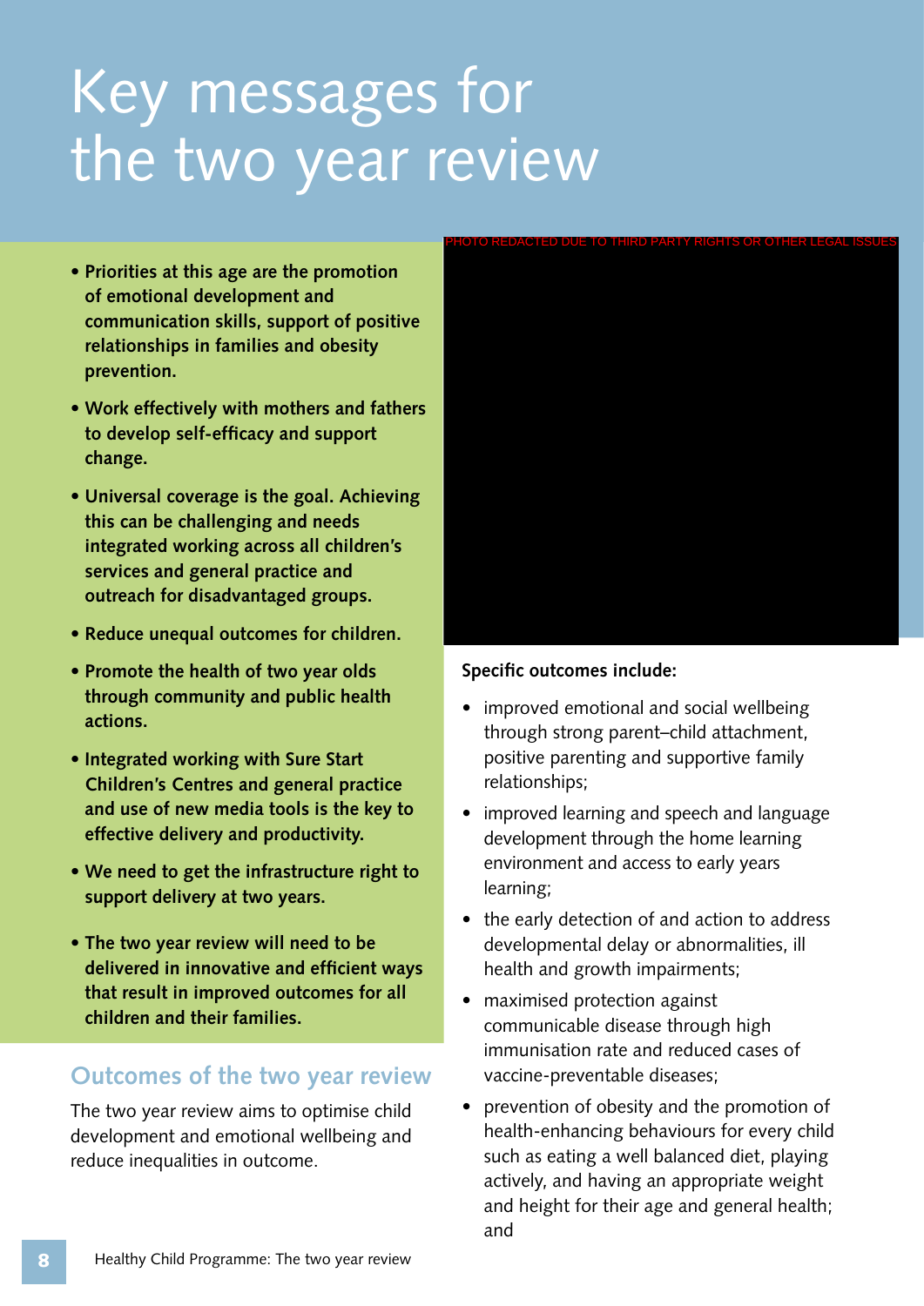# Key messages for the two year review

- **Priorities at this age are the promotion of emotional development and communication skills, support of positive relationships in families and obesity prevention.**
- **Work effectively with mothers and fathers to develop self-efficacy and support change.**
- **Universal coverage is the goal. Achieving this can be challenging and needs integrated working across all children's services and general practice and outreach for disadvantaged groups.**
- **Reduce unequal outcomes for children.**
- **Promote the health of two year olds through community and public health actions.**
- **Integrated working with Sure Start Children's Centres and general practice and use of new media tools is the key to effective delivery and productivity.**
- **We need to get the infrastructure right to support delivery at two years.**
- **The two year review will need to be delivered in innovative and efficient ways that result in improved outcomes for all children and their families.**

PHOTO REDACTED DUE TO THIRD PARTY RIGHTS OR OTHER LEGAL ISSUES

## Outcomes of the two year review

The two year review aims to optimise child development and emotional wellbeing and reduce inequalities in outcome.

**Specific outcomes include:**

- improved emotional and social wellbeing through strong parent–child attachment, positive parenting and supportive family relationships;
- improved learning and speech and language development through the home learning environment and access to early years learning;
- the early detection of and action to address developmental delay or abnormalities, ill health and growth impairments;
- maximised protection against communicable disease through high immunisation rate and reduced cases of vaccine-preventable diseases;
- prevention of obesity and the promotion of health-enhancing behaviours for every child such as eating a well balanced diet, playing actively, and having an appropriate weight and height for their age and general health; and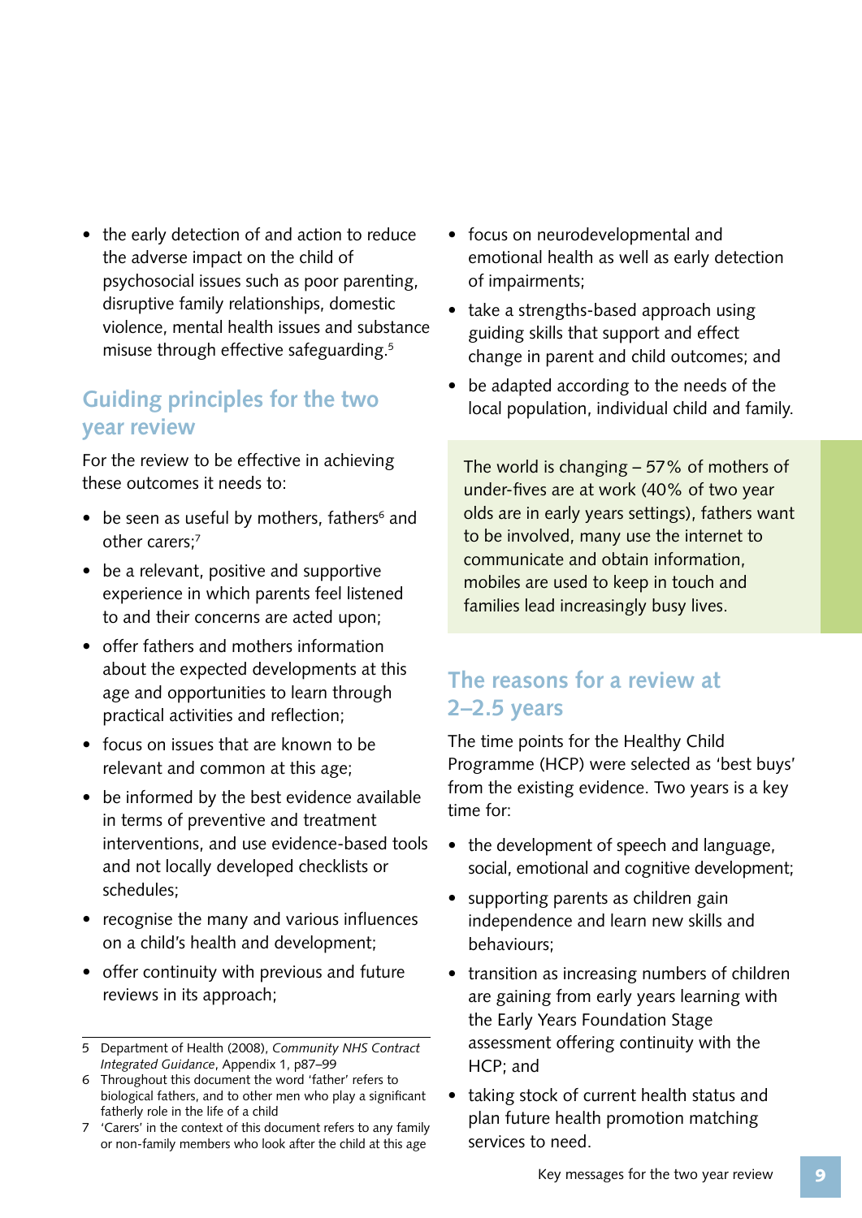- the early detection of and action to reduce the adverse impact on the child of psychosocial issues such as poor parenting, disruptive family relationships, domestic violence, mental health issues and substance misuse through effective safeguarding.[5]

## Guiding principles for the two year review

For the review to be effective in achieving these outcomes it needs to:

- be seen as useful by mothers, fathers[6] and other carers;[7]
- be a relevant, positive and supportive experience in which parents feel listened to and their concerns are acted upon;
- offer fathers and mothers information about the expected developments at this age and opportunities to learn through practical activities and reflection;
- focus on issues that are known to be relevant and common at this age;
- be informed by the best evidence available in terms of preventive and treatment interventions, and use evidence-based tools and not locally developed checklists or schedules;
- recognise the many and various influences on a child's health and development;
- offer continuity with previous and future reviews in its approach;
- focus on neurodevelopmental and emotional health as well as early detection of impairments;
- take a strengths-based approach using guiding skills that support and effect change in parent and child outcomes; and
- be adapted according to the needs of the local population, individual child and family.

The world is changing – 57% of mothers of under-fives are at work (40% of two year olds are in early years settings), fathers want to be involved, many use the internet to communicate and obtain information, mobiles are used to keep in touch and families lead increasingly busy lives.

## The reasons for a review at 2–2.5 years

The time points for the Healthy Child Programme (HCP) were selected as 'best buys' from the existing evidence. Two years is a key time for:

- the development of speech and language, social, emotional and cognitive development;
- supporting parents as children gain independence and learn new skills and behaviours;
- transition as increasing numbers of children are gaining from early years learning with the Early Years Foundation Stage assessment offering continuity with the HCP; and
- taking stock of current health status and plan future health promotion matching services to need.

---

5 Department of Health (2008), *Community NHS Contract Integrated Guidance*, Appendix 1, p87–99

6 Throughout this document the word 'father' refers to biological fathers, and to other men who play a significant fatherly role in the life of a child

7 'Carers' in the context of this document refers to any family or non-family members who look after the child at this age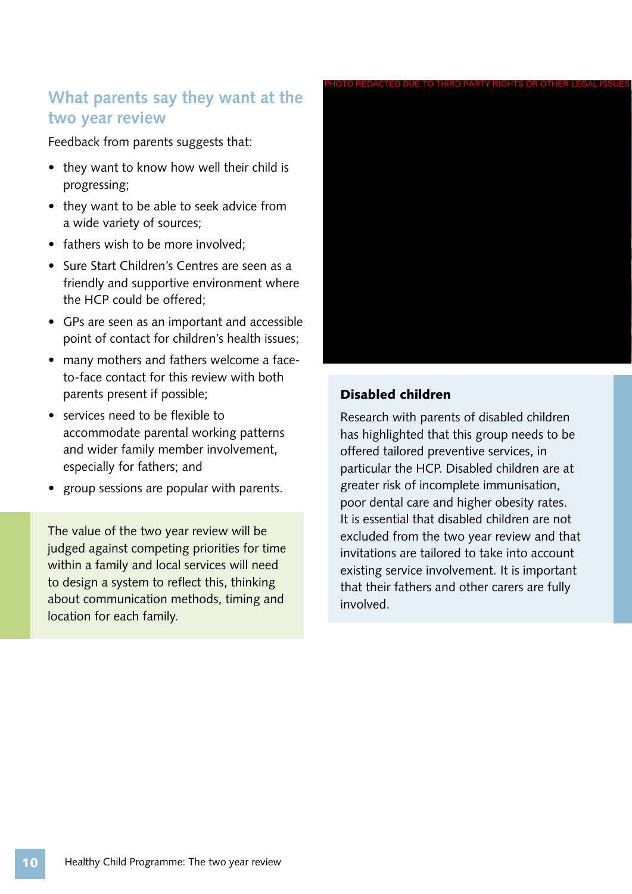## What parents say they want at the two year review

Feedback from parents suggests that:

- they want to know how well their child is progressing;
- they want to be able to seek advice from a wide variety of sources;
- fathers wish to be more involved;
- Sure Start Children's Centres are seen as a friendly and supportive environment where the HCP could be offered;
- GPs are seen as an important and accessible point of contact for children's health issues;
- many mothers and fathers welcome a face-to-face contact for this review with both parents present if possible;
- services need to be flexible to accommodate parental working patterns and wider family member involvement, especially for fathers; and
- group sessions are popular with parents.

The value of the two year review will be judged against competing priorities for time within a family and local services will need to design a system to reflect this, thinking about communication methods, timing and location for each family.

PHOTO REDACTED DUE TO THIRD PARTY RIGHTS OR OTHER LEGAL ISSUES

**Disabled children**

Research with parents of disabled children has highlighted that this group needs to be offered tailored preventive services, in particular the HCP. Disabled children are at greater risk of incomplete immunisation, poor dental care and higher obesity rates. It is essential that disabled children are not excluded from the two year review and that invitations are tailored to take into account existing service involvement. It is important that their fathers and other carers are fully involved.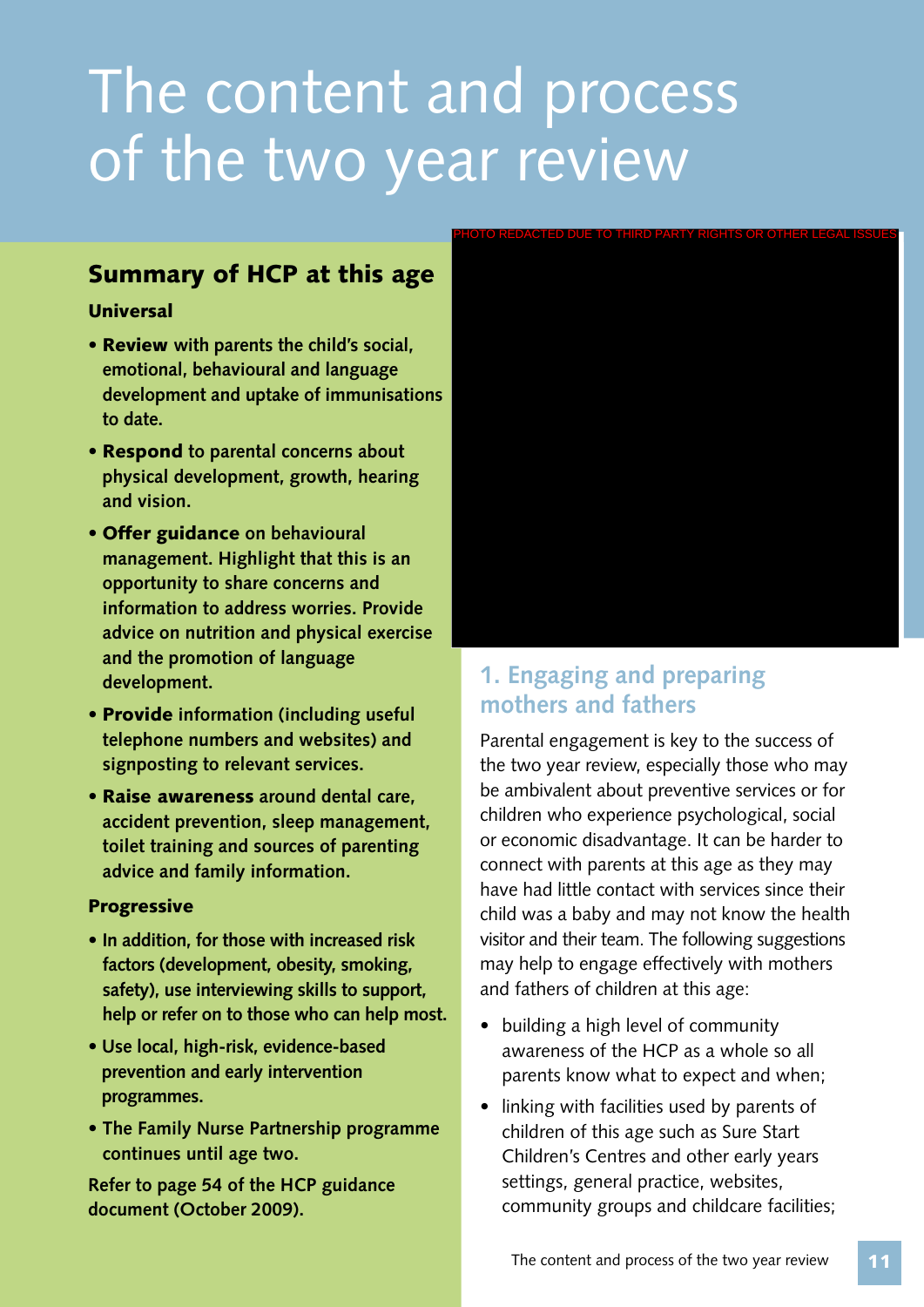# The content and process of the two year review

## Summary of HCP at this age

### Universal

- **Review** with parents the child's social, emotional, behavioural and language development and uptake of immunisations to date.
- **Respond** to parental concerns about physical development, growth, hearing and vision.
- **Offer guidance** on behavioural management. Highlight that this is an opportunity to share concerns and information to address worries. Provide advice on nutrition and physical exercise and the promotion of language development.
- **Provide** information (including useful telephone numbers and websites) and signposting to relevant services.
- **Raise awareness** around dental care, accident prevention, sleep management, toilet training and sources of parenting advice and family information.

### Progressive

- In addition, for those with increased risk factors (development, obesity, smoking, safety), use interviewing skills to support, help or refer on to those who can help most.
- Use local, high-risk, evidence-based prevention and early intervention programmes.
- The Family Nurse Partnership programme continues until age two.

Refer to page 54 of the HCP guidance document (October 2009).

PHOTO REDACTED DUE TO THIRD PARTY RIGHTS OR OTHER LEGAL ISSUES

## 1. Engaging and preparing mothers and fathers

Parental engagement is key to the success of the two year review, especially those who may be ambivalent about preventive services or for children who experience psychological, social or economic disadvantage. It can be harder to connect with parents at this age as they may have had little contact with services since their child was a baby and may not know the health visitor and their team. The following suggestions may help to engage effectively with mothers and fathers of children at this age:

- building a high level of community awareness of the HCP as a whole so all parents know what to expect and when;
- linking with facilities used by parents of children of this age such as Sure Start Children's Centres and other early years settings, general practice, websites, community groups and childcare facilities;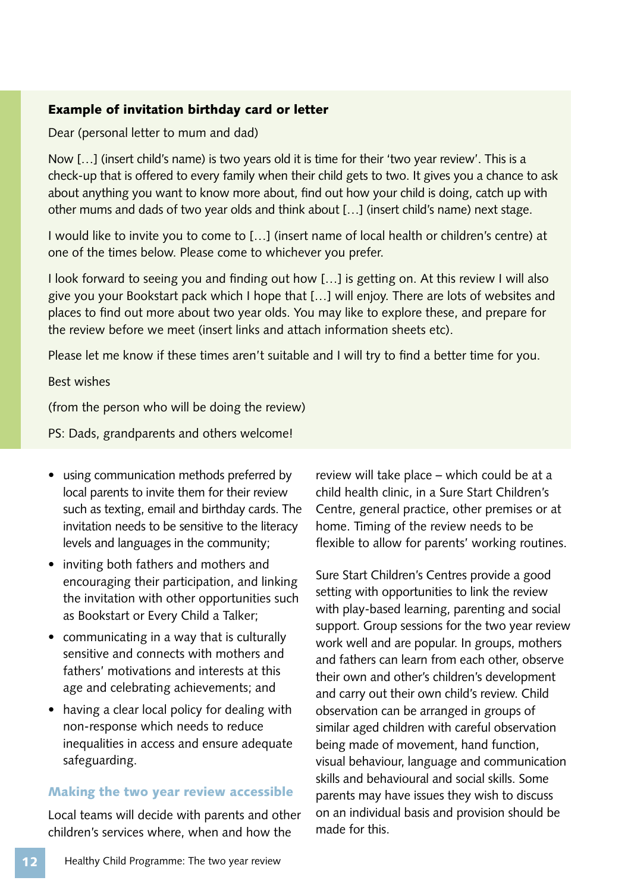**Example of invitation birthday card or letter**

Dear (personal letter to mum and dad)

Now […] (insert child's name) is two years old it is time for their 'two year review'. This is a check-up that is offered to every family when their child gets to two. It gives you a chance to ask about anything you want to know more about, find out how your child is doing, catch up with other mums and dads of two year olds and think about […] (insert child's name) next stage.

I would like to invite you to come to […] (insert name of local health or children's centre) at one of the times below. Please come to whichever you prefer.

I look forward to seeing you and finding out how […] is getting on. At this review I will also give you your Bookstart pack which I hope that […] will enjoy. There are lots of websites and places to find out more about two year olds. You may like to explore these, and prepare for the review before we meet (insert links and attach information sheets etc).

Please let me know if these times aren't suitable and I will try to find a better time for you.

Best wishes

(from the person who will be doing the review)

PS: Dads, grandparents and others welcome!

- using communication methods preferred by local parents to invite them for their review such as texting, email and birthday cards. The invitation needs to be sensitive to the literacy levels and languages in the community;
- inviting both fathers and mothers and encouraging their participation, and linking the invitation with other opportunities such as Bookstart or Every Child a Talker;
- communicating in a way that is culturally sensitive and connects with mothers and fathers' motivations and interests at this age and celebrating achievements; and
- having a clear local policy for dealing with non-response which needs to reduce inequalities in access and ensure adequate safeguarding.

### Making the two year review accessible

Local teams will decide with parents and other children's services where, when and how the review will take place – which could be at a child health clinic, in a Sure Start Children's Centre, general practice, other premises or at home. Timing of the review needs to be flexible to allow for parents' working routines.

Sure Start Children's Centres provide a good setting with opportunities to link the review with play-based learning, parenting and social support. Group sessions for the two year review work well and are popular. In groups, mothers and fathers can learn from each other, observe their own and other's children's development and carry out their own child's review. Child observation can be arranged in groups of similar aged children with careful observation being made of movement, hand function, visual behaviour, language and communication skills and behavioural and social skills. Some parents may have issues they wish to discuss on an individual basis and provision should be made for this.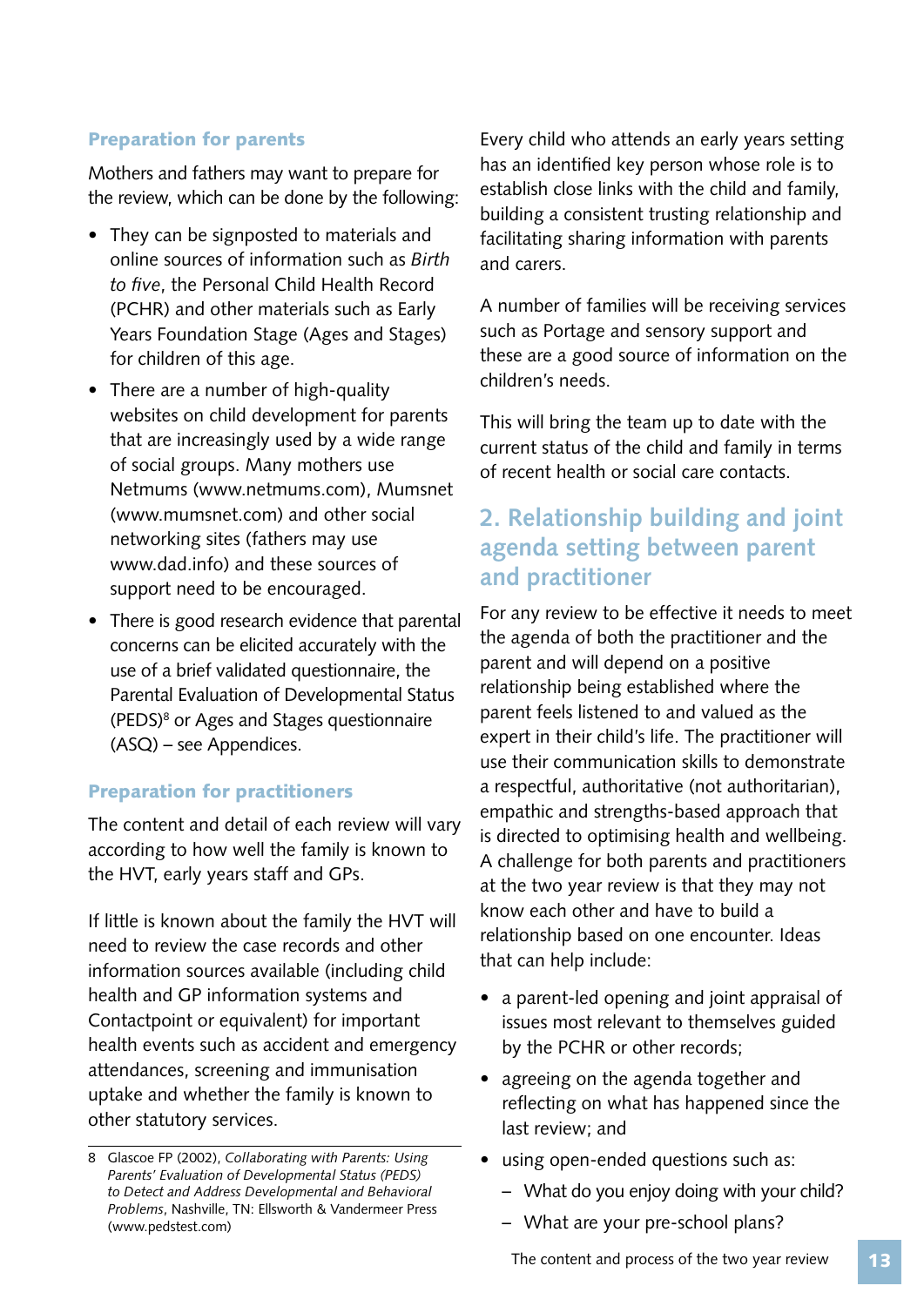### Preparation for parents

Mothers and fathers may want to prepare for the review, which can be done by the following:

- They can be signposted to materials and online sources of information such as *Birth to five*, the Personal Child Health Record (PCHR) and other materials such as Early Years Foundation Stage (Ages and Stages) for children of this age.
- There are a number of high-quality websites on child development for parents that are increasingly used by a wide range of social groups. Many mothers use Netmums (www.netmums.com), Mumsnet (www.mumsnet.com) and other social networking sites (fathers may use www.dad.info) and these sources of support need to be encouraged.
- There is good research evidence that parental concerns can be elicited accurately with the use of a brief validated questionnaire, the Parental Evaluation of Developmental Status (PEDS)[8] or Ages and Stages questionnaire (ASQ) – see Appendices.

### Preparation for practitioners

The content and detail of each review will vary according to how well the family is known to the HVT, early years staff and GPs.

If little is known about the family the HVT will need to review the case records and other information sources available (including child health and GP information systems and Contactpoint or equivalent) for important health events such as accident and emergency attendances, screening and immunisation uptake and whether the family is known to other statutory services.

Every child who attends an early years setting has an identified key person whose role is to establish close links with the child and family, building a consistent trusting relationship and facilitating sharing information with parents and carers.

A number of families will be receiving services such as Portage and sensory support and these are a good source of information on the children's needs.

This will bring the team up to date with the current status of the child and family in terms of recent health or social care contacts.

## 2. Relationship building and joint agenda setting between parent and practitioner

For any review to be effective it needs to meet the agenda of both the practitioner and the parent and will depend on a positive relationship being established where the parent feels listened to and valued as the expert in their child's life. The practitioner will use their communication skills to demonstrate a respectful, authoritative (not authoritarian), empathic and strengths-based approach that is directed to optimising health and wellbeing. A challenge for both parents and practitioners at the two year review is that they may not know each other and have to build a relationship based on one encounter. Ideas that can help include:

- a parent-led opening and joint appraisal of issues most relevant to themselves guided by the PCHR or other records;
- agreeing on the agenda together and reflecting on what has happened since the last review; and
- using open-ended questions such as:
  - What do you enjoy doing with your child?
  - What are your pre-school plans?

---

8 Glascoe FP (2002), *Collaborating with Parents: Using Parents' Evaluation of Developmental Status (PEDS) to Detect and Address Developmental and Behavioral Problems*, Nashville, TN: Ellsworth & Vandermeer Press (www.pedstest.com)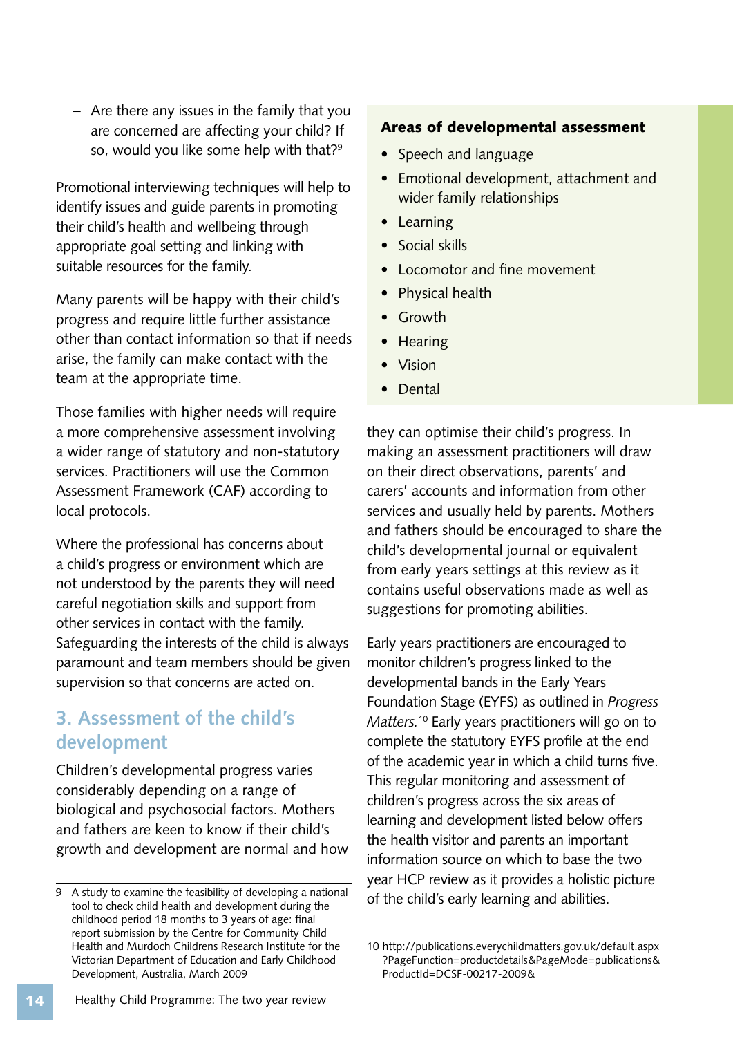- Are there any issues in the family that you are concerned are affecting your child? If so, would you like some help with that?[9]

Promotional interviewing techniques will help to identify issues and guide parents in promoting their child's health and wellbeing through appropriate goal setting and linking with suitable resources for the family.

Many parents will be happy with their child's progress and require little further assistance other than contact information so that if needs arise, the family can make contact with the team at the appropriate time.

Those families with higher needs will require a more comprehensive assessment involving a wider range of statutory and non-statutory services. Practitioners will use the Common Assessment Framework (CAF) according to local protocols.

Where the professional has concerns about a child's progress or environment which are not understood by the parents they will need careful negotiation skills and support from other services in contact with the family. Safeguarding the interests of the child is always paramount and team members should be given supervision so that concerns are acted on.

## 3. Assessment of the child's development

Children's developmental progress varies considerably depending on a range of biological and psychosocial factors. Mothers and fathers are keen to know if their child's growth and development are normal and how they can optimise their child's progress. In making an assessment practitioners will draw on their direct observations, parents' and carers' accounts and information from other services and usually held by parents. Mothers and fathers should be encouraged to share the child's developmental journal or equivalent from early years settings at this review as it contains useful observations made as well as suggestions for promoting abilities.

**Areas of developmental assessment**

- Speech and language
- Emotional development, attachment and wider family relationships
- Learning
- Social skills
- Locomotor and fine movement
- Physical health
- Growth
- Hearing
- Vision
- Dental

Early years practitioners are encouraged to monitor children's progress linked to the developmental bands in the Early Years Foundation Stage (EYFS) as outlined in *Progress Matters.*[10] Early years practitioners will go on to complete the statutory EYFS profile at the end of the academic year in which a child turns five. This regular monitoring and assessment of children's progress across the six areas of learning and development listed below offers the health visitor and parents an important information source on which to base the two year HCP review as it provides a holistic picture of the child's early learning and abilities.

---

9 A study to examine the feasibility of developing a national tool to check child health and development during the childhood period 18 months to 3 years of age: final report submission by the Centre for Community Child Health and Murdoch Childrens Research Institute for the Victorian Department of Education and Early Childhood Development, Australia, March 2009

10 http://publications.everychildmatters.gov.uk/default.aspx?PageFunction=productdetails&PageMode=publications&ProductId=DCSF-00217-2009&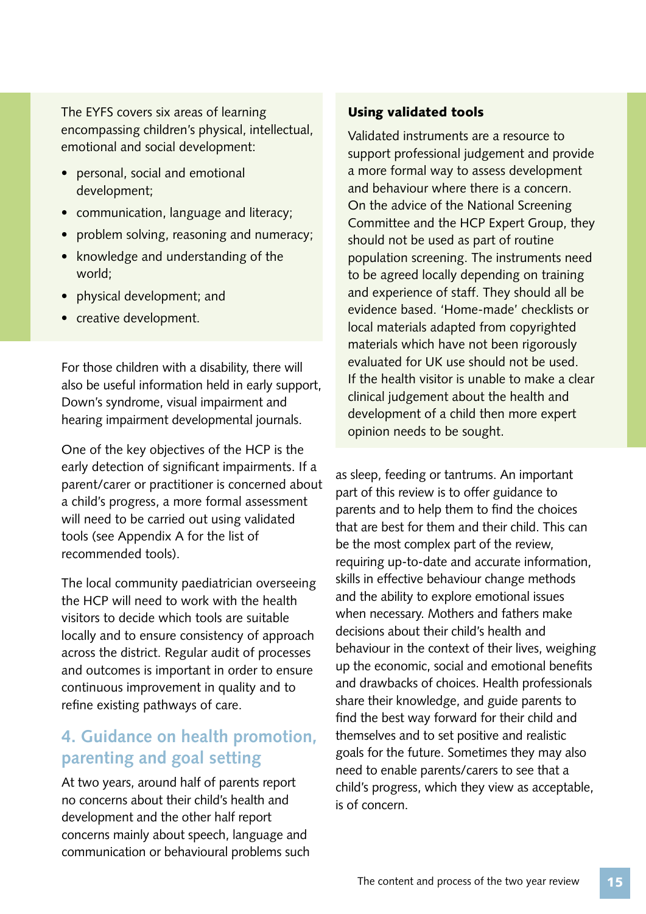The EYFS covers six areas of learning encompassing children's physical, intellectual, emotional and social development:

- personal, social and emotional development;
- communication, language and literacy;
- problem solving, reasoning and numeracy;
- knowledge and understanding of the world;
- physical development; and
- creative development.

For those children with a disability, there will also be useful information held in early support, Down's syndrome, visual impairment and hearing impairment developmental journals.

One of the key objectives of the HCP is the early detection of significant impairments. If a parent/carer or practitioner is concerned about a child's progress, a more formal assessment will need to be carried out using validated tools (see Appendix A for the list of recommended tools).

The local community paediatrician overseeing the HCP will need to work with the health visitors to decide which tools are suitable locally and to ensure consistency of approach across the district. Regular audit of processes and outcomes is important in order to ensure continuous improvement in quality and to refine existing pathways of care.

## 4. Guidance on health promotion, parenting and goal setting

At two years, around half of parents report no concerns about their child's health and development and the other half report concerns mainly about speech, language and communication or behavioural problems such as sleep, feeding or tantrums. An important part of this review is to offer guidance to parents and to help them to find the choices that are best for them and their child. This can be the most complex part of the review, requiring up-to-date and accurate information, skills in effective behaviour change methods and the ability to explore emotional issues when necessary. Mothers and fathers make decisions about their child's health and behaviour in the context of their lives, weighing up the economic, social and emotional benefits and drawbacks of choices. Health professionals share their knowledge, and guide parents to find the best way forward for their child and themselves and to set positive and realistic goals for the future. Sometimes they may also need to enable parents/carers to see that a child's progress, which they view as acceptable, is of concern.

**Using validated tools**

Validated instruments are a resource to support professional judgement and provide a more formal way to assess development and behaviour where there is a concern. On the advice of the National Screening Committee and the HCP Expert Group, they should not be used as part of routine population screening. The instruments need to be agreed locally depending on training and experience of staff. They should all be evidence based. 'Home-made' checklists or local materials adapted from copyrighted materials which have not been rigorously evaluated for UK use should not be used. If the health visitor is unable to make a clear clinical judgement about the health and development of a child then more expert opinion needs to be sought.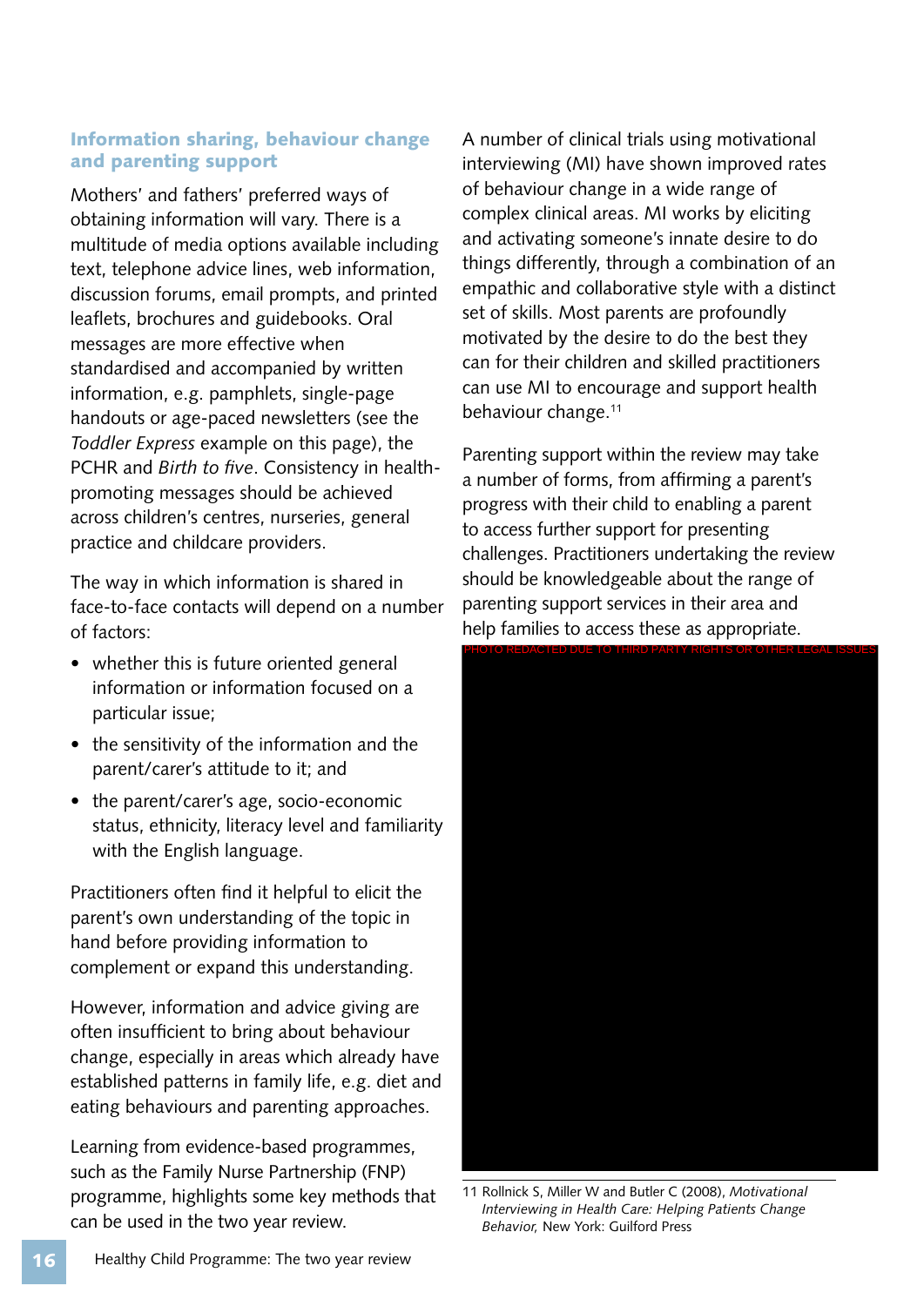## Information sharing, behaviour change and parenting support

Mothers' and fathers' preferred ways of obtaining information will vary. There is a multitude of media options available including text, telephone advice lines, web information, discussion forums, email prompts, and printed leaflets, brochures and guidebooks. Oral messages are more effective when standardised and accompanied by written information, e.g. pamphlets, single-page handouts or age-paced newsletters (see the *Toddler Express* example on this page), the PCHR and *Birth to five*. Consistency in health-promoting messages should be achieved across children's centres, nurseries, general practice and childcare providers.

The way in which information is shared in face-to-face contacts will depend on a number of factors:

- whether this is future oriented general information or information focused on a particular issue;
- the sensitivity of the information and the parent/carer's attitude to it; and
- the parent/carer's age, socio-economic status, ethnicity, literacy level and familiarity with the English language.

Practitioners often find it helpful to elicit the parent's own understanding of the topic in hand before providing information to complement or expand this understanding.

However, information and advice giving are often insufficient to bring about behaviour change, especially in areas which already have established patterns in family life, e.g. diet and eating behaviours and parenting approaches.

Learning from evidence-based programmes, such as the Family Nurse Partnership (FNP) programme, highlights some key methods that can be used in the two year review.

A number of clinical trials using motivational interviewing (MI) have shown improved rates of behaviour change in a wide range of complex clinical areas. MI works by eliciting and activating someone's innate desire to do things differently, through a combination of an empathic and collaborative style with a distinct set of skills. Most parents are profoundly motivated by the desire to do the best they can for their children and skilled practitioners can use MI to encourage and support health behaviour change.[11]

Parenting support within the review may take a number of forms, from affirming a parent's progress with their child to enabling a parent to access further support for presenting challenges. Practitioners undertaking the review should be knowledgeable about the range of parenting support services in their area and help families to access these as appropriate.

PHOTO REDACTED DUE TO THIRD PARTY RIGHTS OR OTHER LEGAL ISSUES

11 Rollnick S, Miller W and Butler C (2008), *Motivational Interviewing in Health Care: Helping Patients Change Behavior*, New York: Guilford Press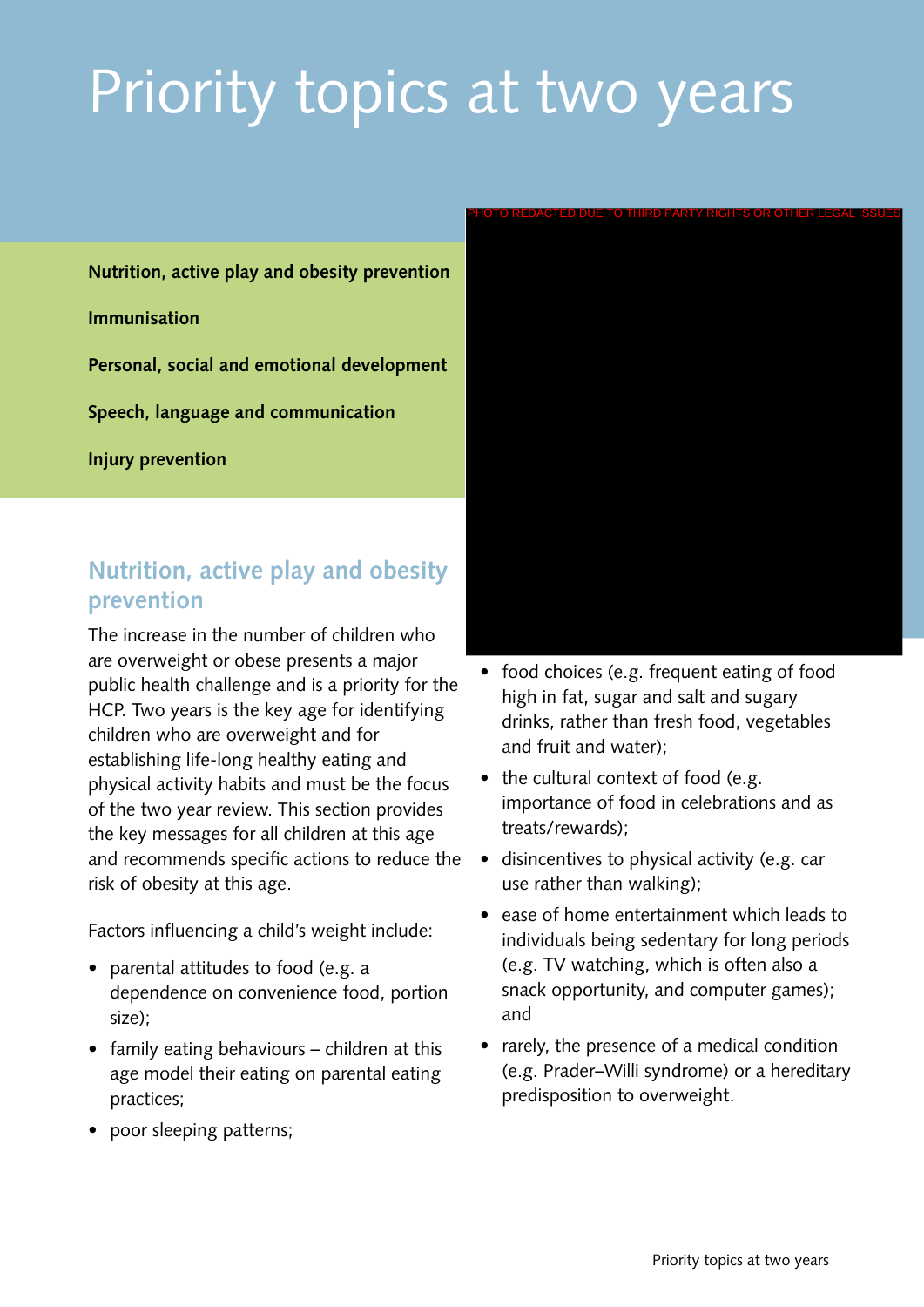# Priority topics at two years

**Nutrition, active play and obesity prevention**

**Immunisation**

**Personal, social and emotional development**

**Speech, language and communication**

**Injury prevention**

PHOTO REDACTED DUE TO THIRD PARTY RIGHTS OR OTHER LEGAL ISSUES

## Nutrition, active play and obesity prevention

The increase in the number of children who are overweight or obese presents a major public health challenge and is a priority for the HCP. Two years is the key age for identifying children who are overweight and for establishing life-long healthy eating and physical activity habits and must be the focus of the two year review. This section provides the key messages for all children at this age and recommends specific actions to reduce the risk of obesity at this age.

Factors influencing a child's weight include:

- parental attitudes to food (e.g. a dependence on convenience food, portion size);
- family eating behaviours – children at this age model their eating on parental eating practices;
- poor sleeping patterns;
- food choices (e.g. frequent eating of food high in fat, sugar and salt and sugary drinks, rather than fresh food, vegetables and fruit and water);
- the cultural context of food (e.g. importance of food in celebrations and as treats/rewards);
- disincentives to physical activity (e.g. car use rather than walking);
- ease of home entertainment which leads to individuals being sedentary for long periods (e.g. TV watching, which is often also a snack opportunity, and computer games); and
- rarely, the presence of a medical condition (e.g. Prader–Willi syndrome) or a hereditary predisposition to overweight.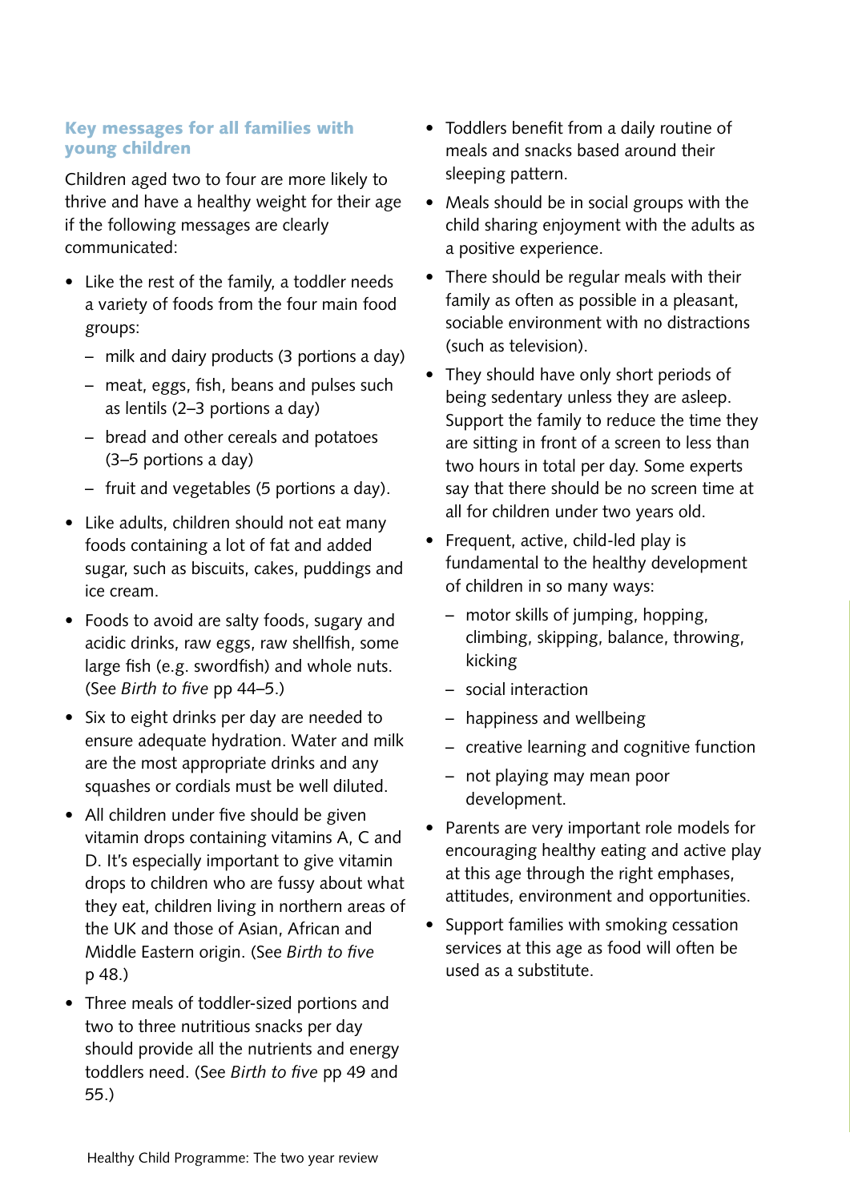### Key messages for all families with young children

Children aged two to four are more likely to thrive and have a healthy weight for their age if the following messages are clearly communicated:

- Like the rest of the family, a toddler needs a variety of foods from the four main food groups:
  - milk and dairy products (3 portions a day)
  - meat, eggs, fish, beans and pulses such as lentils (2–3 portions a day)
  - bread and other cereals and potatoes (3–5 portions a day)
  - fruit and vegetables (5 portions a day).
- Like adults, children should not eat many foods containing a lot of fat and added sugar, such as biscuits, cakes, puddings and ice cream.
- Foods to avoid are salty foods, sugary and acidic drinks, raw eggs, raw shellfish, some large fish (e.g. swordfish) and whole nuts. (See *Birth to five* pp 44–5.)
- Six to eight drinks per day are needed to ensure adequate hydration. Water and milk are the most appropriate drinks and any squashes or cordials must be well diluted.
- All children under five should be given vitamin drops containing vitamins A, C and D. It's especially important to give vitamin drops to children who are fussy about what they eat, children living in northern areas of the UK and those of Asian, African and Middle Eastern origin. (See *Birth to five* p 48.)
- Three meals of toddler-sized portions and two to three nutritious snacks per day should provide all the nutrients and energy toddlers need. (See *Birth to five* pp 49 and 55.)
- Toddlers benefit from a daily routine of meals and snacks based around their sleeping pattern.
- Meals should be in social groups with the child sharing enjoyment with the adults as a positive experience.
- There should be regular meals with their family as often as possible in a pleasant, sociable environment with no distractions (such as television).
- They should have only short periods of being sedentary unless they are asleep. Support the family to reduce the time they are sitting in front of a screen to less than two hours in total per day. Some experts say that there should be no screen time at all for children under two years old.
- Frequent, active, child-led play is fundamental to the healthy development of children in so many ways:
  - motor skills of jumping, hopping, climbing, skipping, balance, throwing, kicking
  - social interaction
  - happiness and wellbeing
  - creative learning and cognitive function
  - not playing may mean poor development.
- Parents are very important role models for encouraging healthy eating and active play at this age through the right emphases, attitudes, environment and opportunities.
- Support families with smoking cessation services at this age as food will often be used as a substitute.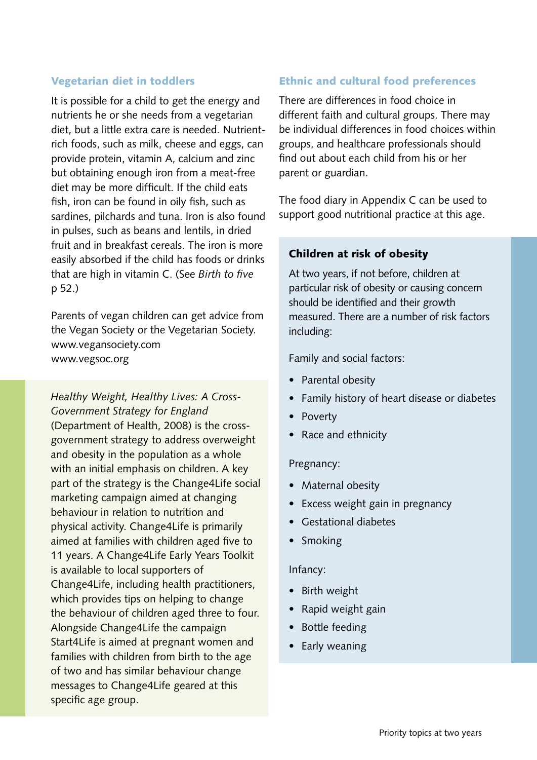### Vegetarian diet in toddlers

It is possible for a child to get the energy and nutrients he or she needs from a vegetarian diet, but a little extra care is needed. Nutrient-rich foods, such as milk, cheese and eggs, can provide protein, vitamin A, calcium and zinc but obtaining enough iron from a meat-free diet may be more difficult. If the child eats fish, iron can be found in oily fish, such as sardines, pilchards and tuna. Iron is also found in pulses, such as beans and lentils, in dried fruit and in breakfast cereals. The iron is more easily absorbed if the child has foods or drinks that are high in vitamin C. (See *Birth to five* p 52.)

Parents of vegan children can get advice from the Vegan Society or the Vegetarian Society.
www.vegansociety.com
www.vegsoc.org

*Healthy Weight, Healthy Lives: A Cross-Government Strategy for England* (Department of Health, 2008) is the cross-government strategy to address overweight and obesity in the population as a whole with an initial emphasis on children. A key part of the strategy is the Change4Life social marketing campaign aimed at changing behaviour in relation to nutrition and physical activity. Change4Life is primarily aimed at families with children aged five to 11 years. A Change4Life Early Years Toolkit is available to local supporters of Change4Life, including health practitioners, which provides tips on helping to change the behaviour of children aged three to four. Alongside Change4Life the campaign Start4Life is aimed at pregnant women and families with children from birth to the age of two and has similar behaviour change messages to Change4Life geared at this specific age group.

### Ethnic and cultural food preferences

There are differences in food choice in different faith and cultural groups. There may be individual differences in food choices within groups, and healthcare professionals should find out about each child from his or her parent or guardian.

The food diary in Appendix C can be used to support good nutritional practice at this age.

**Children at risk of obesity**

At two years, if not before, children at particular risk of obesity or causing concern should be identified and their growth measured. There are a number of risk factors including:

Family and social factors:

- Parental obesity
- Family history of heart disease or diabetes
- Poverty
- Race and ethnicity

Pregnancy:

- Maternal obesity
- Excess weight gain in pregnancy
- Gestational diabetes
- Smoking

Infancy:

- Birth weight
- Rapid weight gain
- Bottle feeding
- Early weaning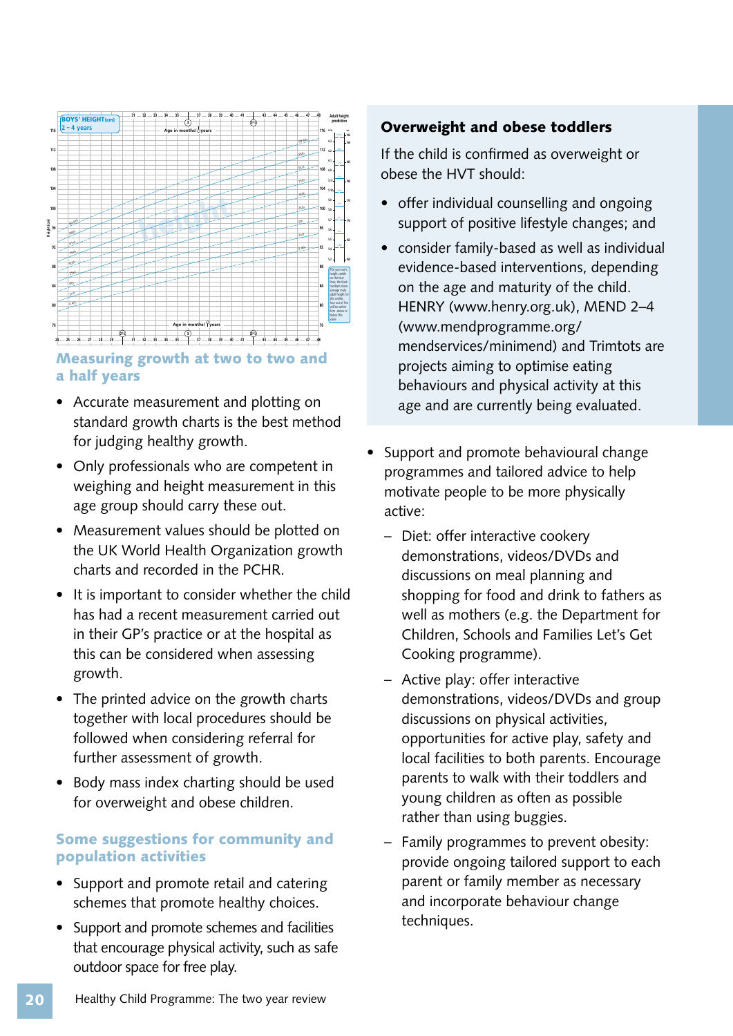## Measuring growth at two to two and a half years

- Accurate measurement and plotting on standard growth charts is the best method for judging healthy growth.
- Only professionals who are competent in weighing and height measurement in this age group should carry these out.
- Measurement values should be plotted on the UK World Health Organization growth charts and recorded in the PCHR.
- It is important to consider whether the child has had a recent measurement carried out in their GP's practice or at the hospital as this can be considered when assessing growth.
- The printed advice on the growth charts together with local procedures should be followed when considering referral for further assessment of growth.
- Body mass index charting should be used for overweight and obese children.

## Some suggestions for community and population activities

- Support and promote retail and catering schemes that promote healthy choices.
- Support and promote schemes and facilities that encourage physical activity, such as safe outdoor space for free play.
- Support and promote behavioural change programmes and tailored advice to help motivate people to be more physically active:
  - Diet: offer interactive cookery demonstrations, videos/DVDs and discussions on meal planning and shopping for food and drink to fathers as well as mothers (e.g. the Department for Children, Schools and Families Let's Get Cooking programme).
  - Active play: offer interactive demonstrations, videos/DVDs and group discussions on physical activities, opportunities for active play, safety and local facilities to both parents. Encourage parents to walk with their toddlers and young children as often as possible rather than using buggies.
  - Family programmes to prevent obesity: provide ongoing tailored support to each parent or family member as necessary and incorporate behaviour change techniques.

### Overweight and obese toddlers

If the child is confirmed as overweight or obese the HVT should:

- offer individual counselling and ongoing support of positive lifestyle changes; and
- consider family-based as well as individual evidence-based interventions, depending on the age and maturity of the child. HENRY (www.henry.org.uk), MEND 2–4 (www.mendprogramme.org/mendservices/minimend) and Trimtots are projects aiming to optimise eating behaviours and physical activity at this age and are currently being evaluated.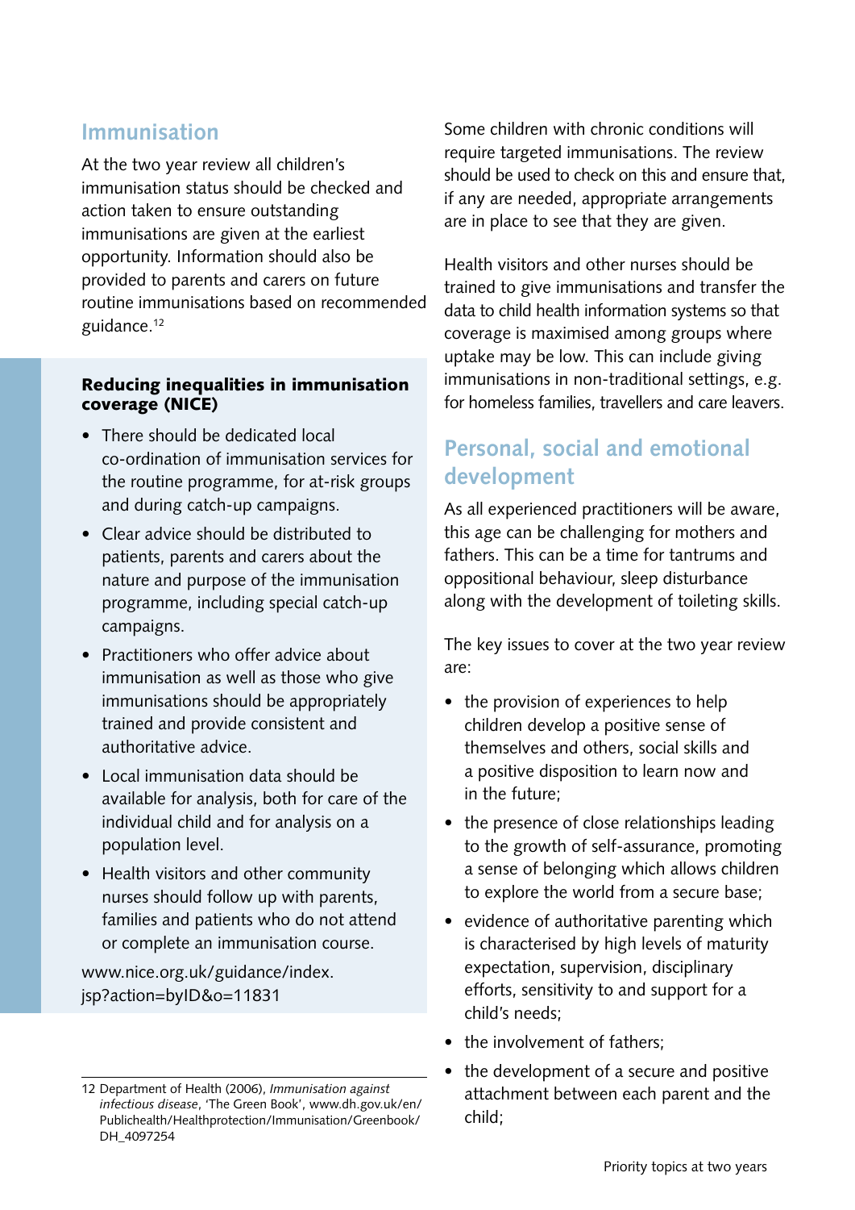## Immunisation

At the two year review all children's immunisation status should be checked and action taken to ensure outstanding immunisations are given at the earliest opportunity. Information should also be provided to parents and carers on future routine immunisations based on recommended guidance.[12]

**Reducing inequalities in immunisation coverage (NICE)**

- There should be dedicated local co-ordination of immunisation services for the routine programme, for at-risk groups and during catch-up campaigns.
- Clear advice should be distributed to patients, parents and carers about the nature and purpose of the immunisation programme, including special catch-up campaigns.
- Practitioners who offer advice about immunisation as well as those who give immunisations should be appropriately trained and provide consistent and authoritative advice.
- Local immunisation data should be available for analysis, both for care of the individual child and for analysis on a population level.
- Health visitors and other community nurses should follow up with parents, families and patients who do not attend or complete an immunisation course.

www.nice.org.uk/guidance/index.jsp?action=byID&o=11831

Some children with chronic conditions will require targeted immunisations. The review should be used to check on this and ensure that, if any are needed, appropriate arrangements are in place to see that they are given.

Health visitors and other nurses should be trained to give immunisations and transfer the data to child health information systems so that coverage is maximised among groups where uptake may be low. This can include giving immunisations in non-traditional settings, e.g. for homeless families, travellers and care leavers.

## Personal, social and emotional development

As all experienced practitioners will be aware, this age can be challenging for mothers and fathers. This can be a time for tantrums and oppositional behaviour, sleep disturbance along with the development of toileting skills.

The key issues to cover at the two year review are:

- the provision of experiences to help children develop a positive sense of themselves and others, social skills and a positive disposition to learn now and in the future;
- the presence of close relationships leading to the growth of self-assurance, promoting a sense of belonging which allows children to explore the world from a secure base;
- evidence of authoritative parenting which is characterised by high levels of maturity expectation, supervision, disciplinary efforts, sensitivity to and support for a child's needs;
- the involvement of fathers;
- the development of a secure and positive attachment between each parent and the child;

---

12 Department of Health (2006), *Immunisation against infectious disease*, 'The Green Book', www.dh.gov.uk/en/Publichealth/Healthprotection/Immunisation/Greenbook/DH_4097254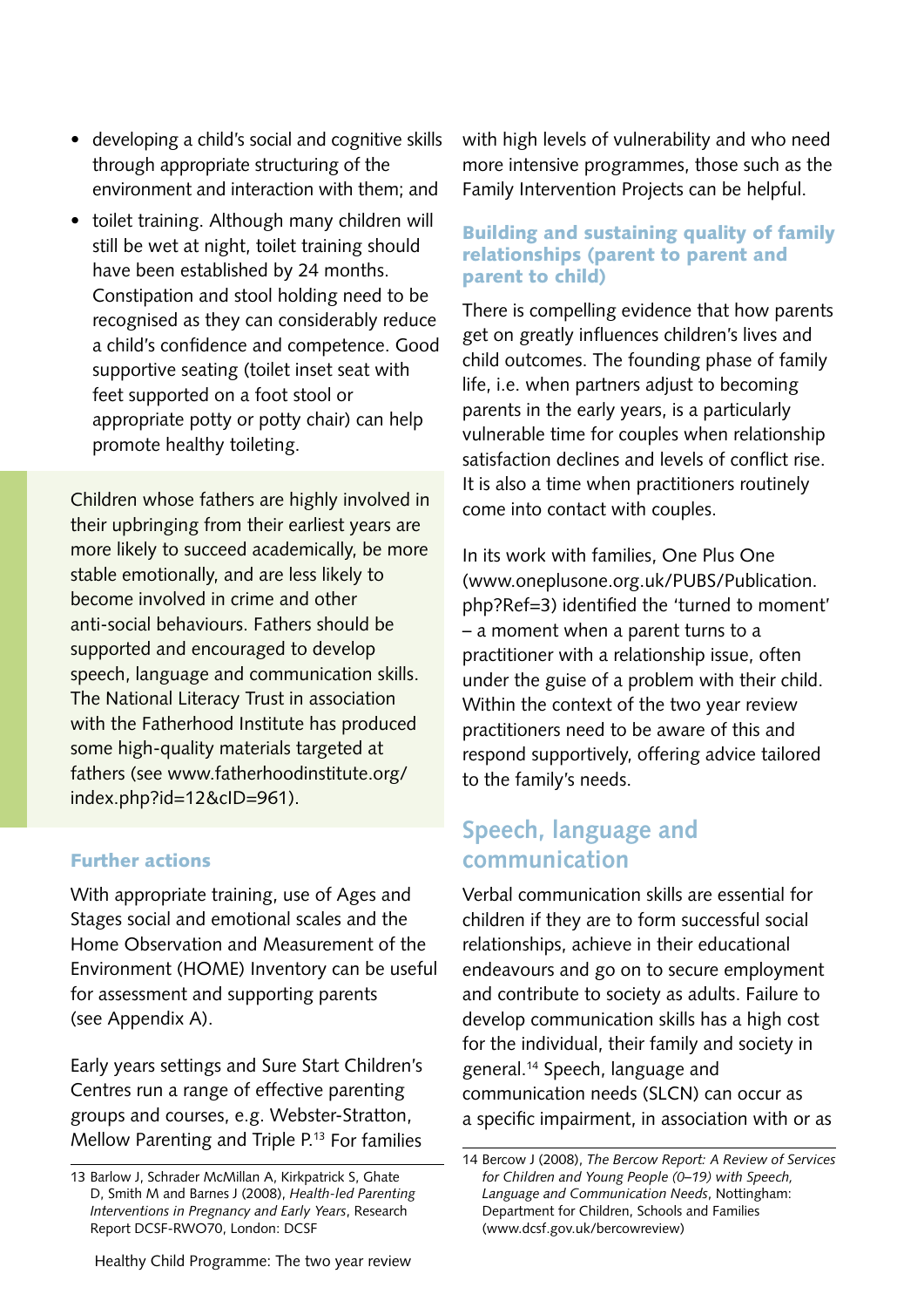- developing a child's social and cognitive skills through appropriate structuring of the environment and interaction with them; and
- toilet training. Although many children will still be wet at night, toilet training should have been established by 24 months. Constipation and stool holding need to be recognised as they can considerably reduce a child's confidence and competence. Good supportive seating (toilet inset seat with feet supported on a foot stool or appropriate potty or potty chair) can help promote healthy toileting.

> Children whose fathers are highly involved in their upbringing from their earliest years are more likely to succeed academically, be more stable emotionally, and are less likely to become involved in crime and other anti-social behaviours. Fathers should be supported and encouraged to develop speech, language and communication skills. The National Literacy Trust in association with the Fatherhood Institute has produced some high-quality materials targeted at fathers (see www.fatherhoodinstitute.org/index.php?id=12&cID=961).

### Further actions

With appropriate training, use of Ages and Stages social and emotional scales and the Home Observation and Measurement of the Environment (HOME) Inventory can be useful for assessment and supporting parents (see Appendix A).

Early years settings and Sure Start Children's Centres run a range of effective parenting groups and courses, e.g. Webster-Stratton, Mellow Parenting and Triple P.[13] For families with high levels of vulnerability and who need more intensive programmes, those such as the Family Intervention Projects can be helpful.

### Building and sustaining quality of family relationships (parent to parent and parent to child)

There is compelling evidence that how parents get on greatly influences children's lives and child outcomes. The founding phase of family life, i.e. when partners adjust to becoming parents in the early years, is a particularly vulnerable time for couples when relationship satisfaction declines and levels of conflict rise. It is also a time when practitioners routinely come into contact with couples.

In its work with families, One Plus One (www.oneplusone.org.uk/PUBS/Publication.php?Ref=3) identified the 'turned to moment' – a moment when a parent turns to a practitioner with a relationship issue, often under the guise of a problem with their child. Within the context of the two year review practitioners need to be aware of this and respond supportively, offering advice tailored to the family's needs.

## Speech, language and communication

Verbal communication skills are essential for children if they are to form successful social relationships, achieve in their educational endeavours and go on to secure employment and contribute to society as adults. Failure to develop communication skills has a high cost for the individual, their family and society in general.[14] Speech, language and communication needs (SLCN) can occur as a specific impairment, in association with or as

---

13 Barlow J, Schrader McMillan A, Kirkpatrick S, Ghate D, Smith M and Barnes J (2008), *Health-led Parenting Interventions in Pregnancy and Early Years*, Research Report DCSF-RWO70, London: DCSF

14 Bercow J (2008), *The Bercow Report: A Review of Services for Children and Young People (0–19) with Speech, Language and Communication Needs*, Nottingham: Department for Children, Schools and Families (www.dcsf.gov.uk/bercowreview)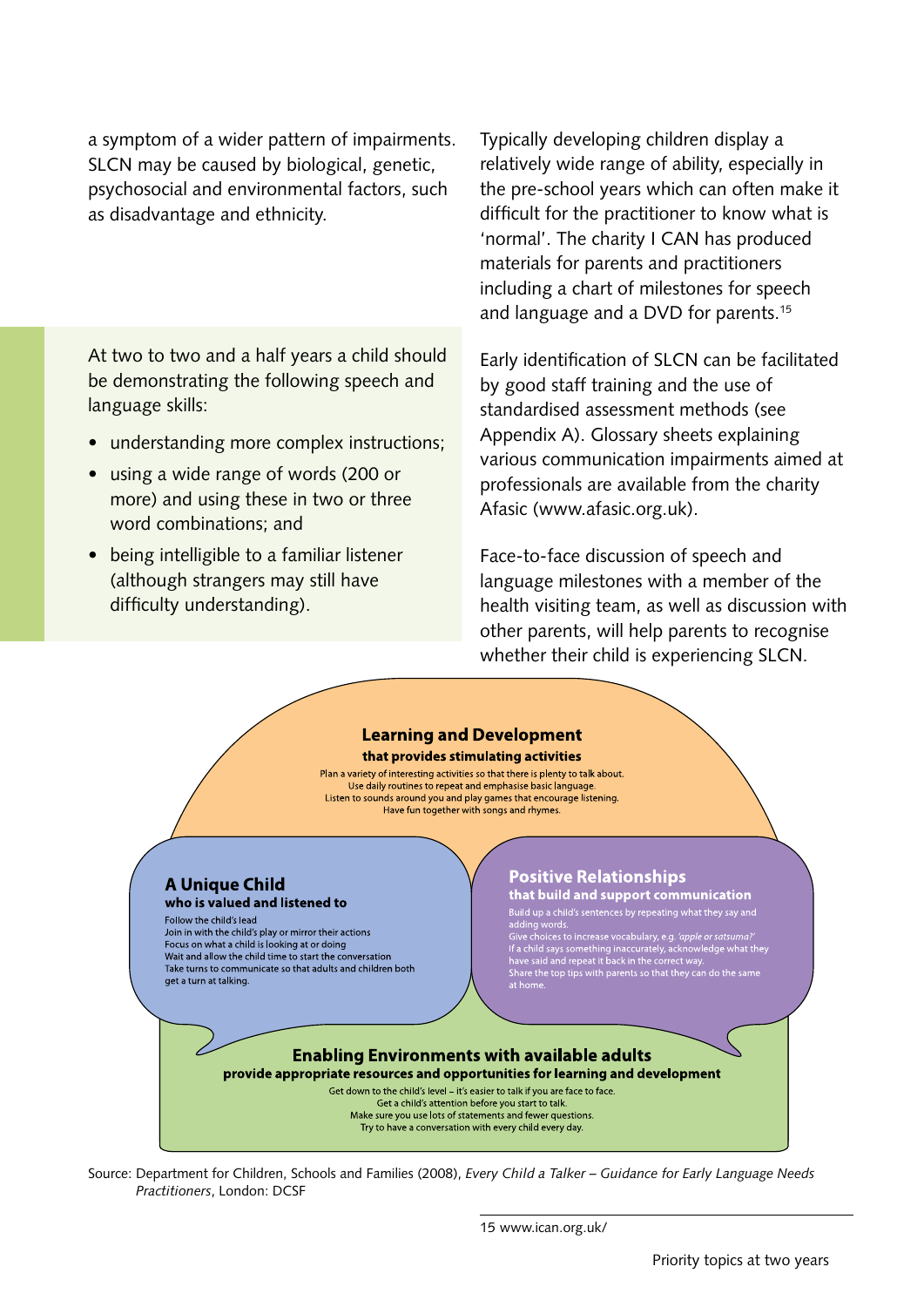a symptom of a wider pattern of impairments. SLCN may be caused by biological, genetic, psychosocial and environmental factors, such as disadvantage and ethnicity.

> At two to two and a half years a child should be demonstrating the following speech and language skills:
>
> - understanding more complex instructions;
> - using a wide range of words (200 or more) and using these in two or three word combinations; and
> - being intelligible to a familiar listener (although strangers may still have difficulty understanding).

Typically developing children display a relatively wide range of ability, especially in the pre-school years which can often make it difficult for the practitioner to know what is 'normal'. The charity I CAN has produced materials for parents and practitioners including a chart of milestones for speech and language and a DVD for parents.[15]

Early identification of SLCN can be facilitated by good staff training and the use of standardised assessment methods (see Appendix A). Glossary sheets explaining various communication impairments aimed at professionals are available from the charity Afasic (www.afasic.org.uk).

Face-to-face discussion of speech and language milestones with a member of the health visiting team, as well as discussion with other parents, will help parents to recognise whether their child is experiencing SLCN.

**Learning and Development**
**that provides stimulating activities**

Plan a variety of interesting activities so that there is plenty to talk about.
Use daily routines to repeat and emphasise basic language.
Listen to sounds around you and play games that encourage listening.
Have fun together with songs and rhymes.

**A Unique Child**
**who is valued and listened to**

Follow the child's lead
Join in with the child's play or mirror their actions
Focus on what a child is looking at or doing
Wait and allow the child time to start the conversation
Take turns to communicate so that adults and children both get a turn at talking.

**Positive Relationships**
**that build and support communication**

Build up a child's sentences by repeating what they say and adding words.
Give choices to increase vocabulary, e.g. *'apple or satsuma?'*
If a child says something inaccurately, acknowledge what they have said and repeat it back in the correct way.
Share the top tips with parents so that they can do the same at home.

**Enabling Environments with available adults**
**provide appropriate resources and opportunities for learning and development**

Get down to the child's level – it's easier to talk if you are face to face.
Get a child's attention before you start to talk.
Make sure you use lots of statements and fewer questions.
Try to have a conversation with every child every day.

Source: Department for Children, Schools and Families (2008), *Every Child a Talker – Guidance for Early Language Needs Practitioners*, London: DCSF

15 www.ican.org.uk/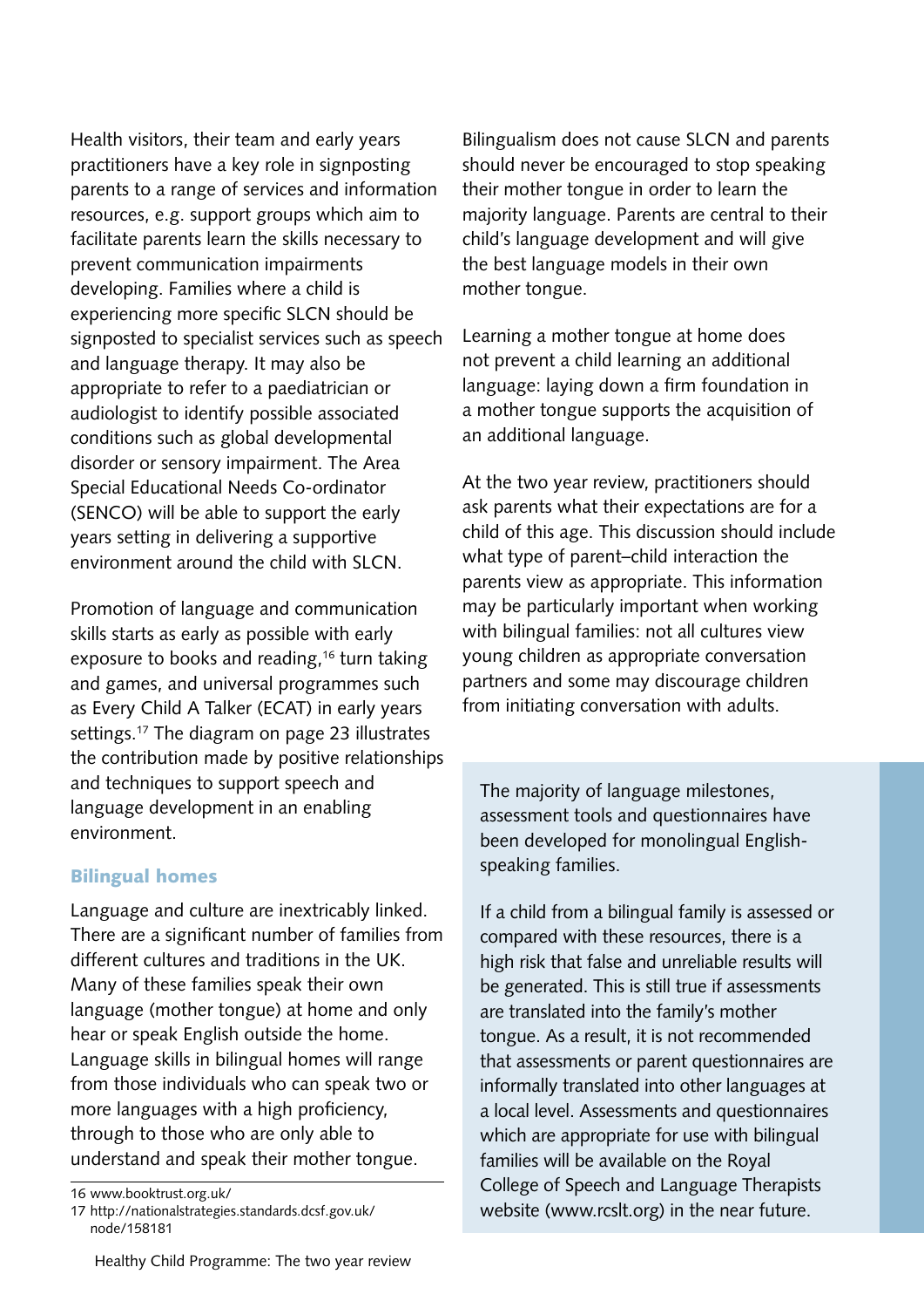Health visitors, their team and early years practitioners have a key role in signposting parents to a range of services and information resources, e.g. support groups which aim to facilitate parents learn the skills necessary to prevent communication impairments developing. Families where a child is experiencing more specific SLCN should be signposted to specialist services such as speech and language therapy. It may also be appropriate to refer to a paediatrician or audiologist to identify possible associated conditions such as global developmental disorder or sensory impairment. The Area Special Educational Needs Co-ordinator (SENCO) will be able to support the early years setting in delivering a supportive environment around the child with SLCN.

Promotion of language and communication skills starts as early as possible with early exposure to books and reading,[16] turn taking and games, and universal programmes such as Every Child A Talker (ECAT) in early years settings.[17] The diagram on page 23 illustrates the contribution made by positive relationships and techniques to support speech and language development in an enabling environment.

### Bilingual homes

Language and culture are inextricably linked. There are a significant number of families from different cultures and traditions in the UK. Many of these families speak their own language (mother tongue) at home and only hear or speak English outside the home. Language skills in bilingual homes will range from those individuals who can speak two or more languages with a high proficiency, through to those who are only able to understand and speak their mother tongue.

Bilingualism does not cause SLCN and parents should never be encouraged to stop speaking their mother tongue in order to learn the majority language. Parents are central to their child's language development and will give the best language models in their own mother tongue.

Learning a mother tongue at home does not prevent a child learning an additional language: laying down a firm foundation in a mother tongue supports the acquisition of an additional language.

At the two year review, practitioners should ask parents what their expectations are for a child of this age. This discussion should include what type of parent–child interaction the parents view as appropriate. This information may be particularly important when working with bilingual families: not all cultures view young children as appropriate conversation partners and some may discourage children from initiating conversation with adults.

> The majority of language milestones, assessment tools and questionnaires have been developed for monolingual English-speaking families.
>
> If a child from a bilingual family is assessed or compared with these resources, there is a high risk that false and unreliable results will be generated. This is still true if assessments are translated into the family's mother tongue. As a result, it is not recommended that assessments or parent questionnaires are informally translated into other languages at a local level. Assessments and questionnaires which are appropriate for use with bilingual families will be available on the Royal College of Speech and Language Therapists website (www.rcslt.org) in the near future.

16 www.booktrust.org.uk/

17 http://nationalstrategies.standards.dcsf.gov.uk/node/158181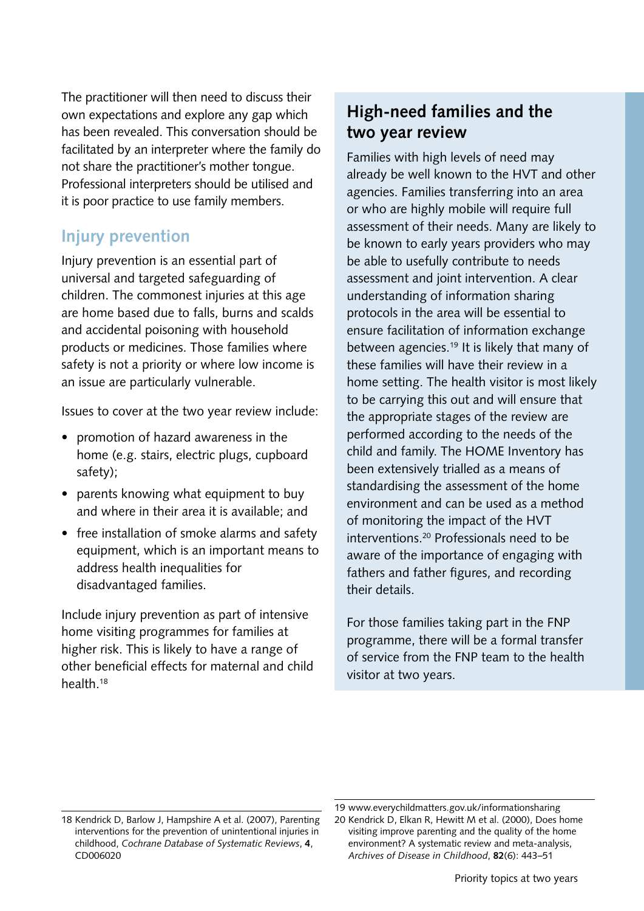The practitioner will then need to discuss their own expectations and explore any gap which has been revealed. This conversation should be facilitated by an interpreter where the family do not share the practitioner's mother tongue. Professional interpreters should be utilised and it is poor practice to use family members.

## Injury prevention

Injury prevention is an essential part of universal and targeted safeguarding of children. The commonest injuries at this age are home based due to falls, burns and scalds and accidental poisoning with household products or medicines. Those families where safety is not a priority or where low income is an issue are particularly vulnerable.

Issues to cover at the two year review include:

- promotion of hazard awareness in the home (e.g. stairs, electric plugs, cupboard safety);
- parents knowing what equipment to buy and where in their area it is available; and
- free installation of smoke alarms and safety equipment, which is an important means to address health inequalities for disadvantaged families.

Include injury prevention as part of intensive home visiting programmes for families at higher risk. This is likely to have a range of other beneficial effects for maternal and child health.[18]

## High-need families and the two year review

Families with high levels of need may already be well known to the HVT and other agencies. Families transferring into an area or who are highly mobile will require full assessment of their needs. Many are likely to be known to early years providers who may be able to usefully contribute to needs assessment and joint intervention. A clear understanding of information sharing protocols in the area will be essential to ensure facilitation of information exchange between agencies.[19] It is likely that many of these families will have their review in a home setting. The health visitor is most likely to be carrying this out and will ensure that the appropriate stages of the review are performed according to the needs of the child and family. The HOME Inventory has been extensively trialled as a means of standardising the assessment of the home environment and can be used as a method of monitoring the impact of the HVT interventions.[20] Professionals need to be aware of the importance of engaging with fathers and father figures, and recording their details.

For those families taking part in the FNP programme, there will be a formal transfer of service from the FNP team to the health visitor at two years.

---

18 Kendrick D, Barlow J, Hampshire A et al. (2007), Parenting interventions for the prevention of unintentional injuries in childhood, *Cochrane Database of Systematic Reviews*, **4**, CD006020

19 www.everychildmatters.gov.uk/informationsharing

20 Kendrick D, Elkan R, Hewitt M et al. (2000), Does home visiting improve parenting and the quality of the home environment? A systematic review and meta-analysis, *Archives of Disease in Childhood*, **82**(6): 443–51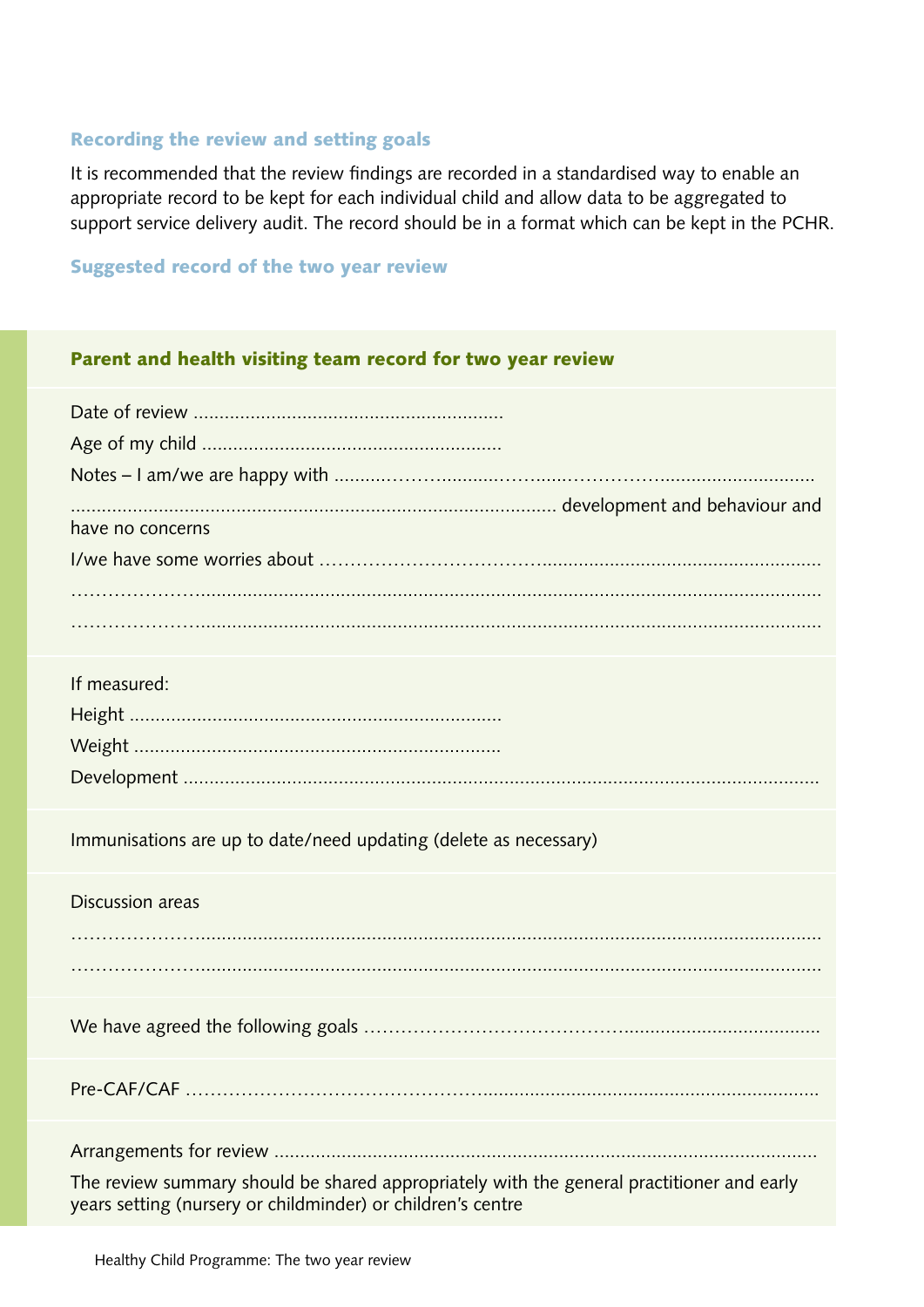### Recording the review and setting goals

It is recommended that the review findings are recorded in a standardised way to enable an appropriate record to be kept for each individual child and allow data to be aggregated to support service delivery audit. The record should be in a format which can be kept in the PCHR.

### Suggested record of the two year review

**Parent and health visiting team record for two year review**

Date of review ...........................................................

Age of my child ..........................................................

Notes – I am/we are happy with ..........……….........……......…………….............................

............................................................................................ development and behaviour and have no concerns

I/we have some worries about ……………………………......................................................

…………………..........................................................................................................................

…………………..........................................................................................................................

If measured:

Height ........................................................................

Weight ......................................................................

Development .............................................................................................................................

Immunisations are up to date/need updating (delete as necessary)

Discussion areas

…………………..........................................................................................................................

…………………..........................................................................................................................

We have agreed the following goals …………………………………......................................

Pre-CAF/CAF ………………………………………….................................................................

Arrangements for review ..........................................................................................................

The review summary should be shared appropriately with the general practitioner and early years setting (nursery or childminder) or children's centre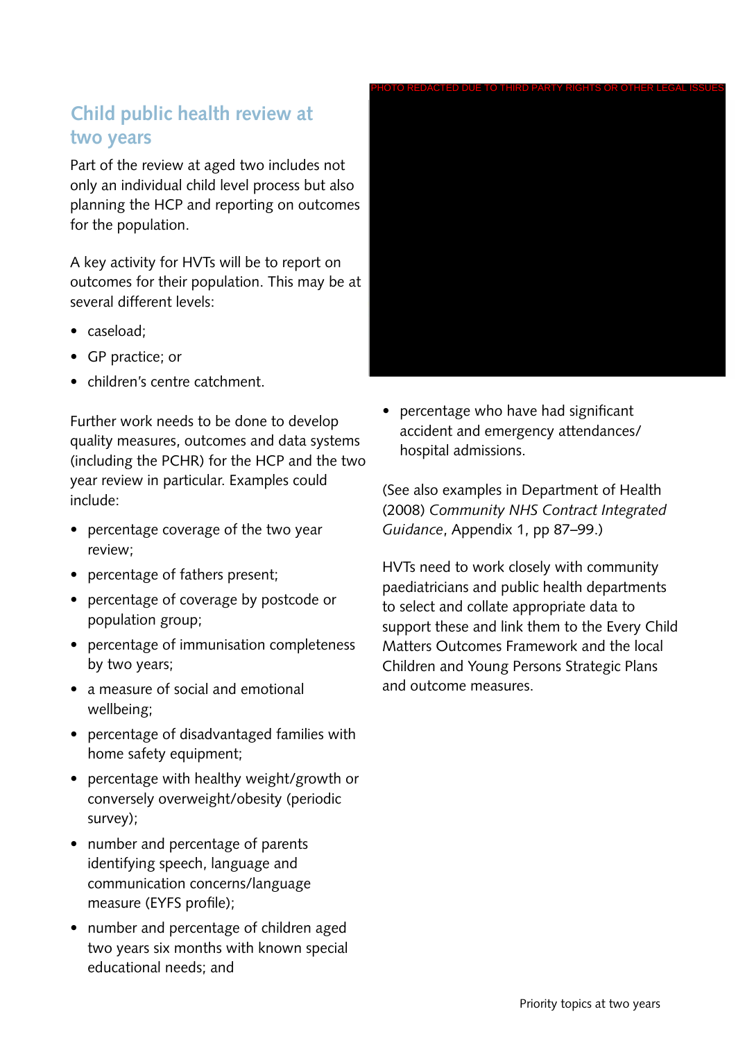## Child public health review at two years

Part of the review at aged two includes not only an individual child level process but also planning the HCP and reporting on outcomes for the population.

A key activity for HVTs will be to report on outcomes for their population. This may be at several different levels:

- caseload;
- GP practice; or
- children's centre catchment.

Further work needs to be done to develop quality measures, outcomes and data systems (including the PCHR) for the HCP and the two year review in particular. Examples could include:

- percentage coverage of the two year review;
- percentage of fathers present;
- percentage of coverage by postcode or population group;
- percentage of immunisation completeness by two years;
- a measure of social and emotional wellbeing;
- percentage of disadvantaged families with home safety equipment;
- percentage with healthy weight/growth or conversely overweight/obesity (periodic survey);
- number and percentage of parents identifying speech, language and communication concerns/language measure (EYFS profile);
- number and percentage of children aged two years six months with known special educational needs; and
- percentage who have had significant accident and emergency attendances/ hospital admissions.

(See also examples in Department of Health (2008) *Community NHS Contract Integrated Guidance*, Appendix 1, pp 87–99.)

HVTs need to work closely with community paediatricians and public health departments to select and collate appropriate data to support these and link them to the Every Child Matters Outcomes Framework and the local Children and Young Persons Strategic Plans and outcome measures.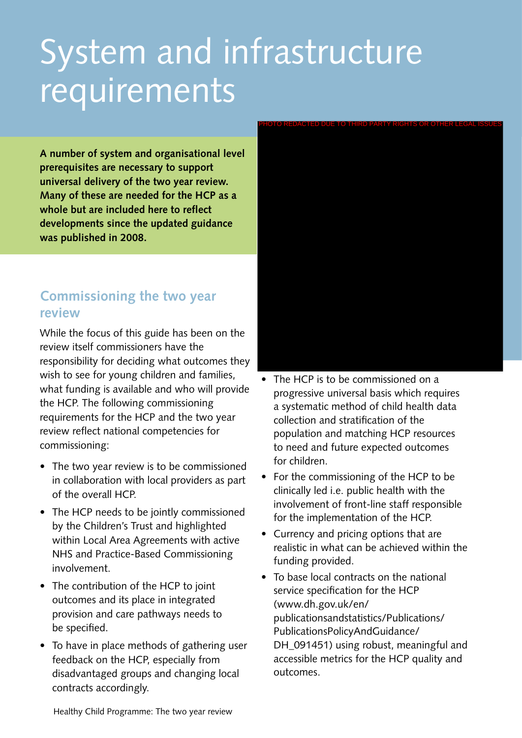# System and infrastructure requirements

**A number of system and organisational level prerequisites are necessary to support universal delivery of the two year review. Many of these are needed for the HCP as a whole but are included here to reflect developments since the updated guidance was published in 2008.**

PHOTO REDACTED DUE TO THIRD PARTY RIGHTS OR OTHER LEGAL ISSUES

## Commissioning the two year review

While the focus of this guide has been on the review itself commissioners have the responsibility for deciding what outcomes they wish to see for young children and families, what funding is available and who will provide the HCP. The following commissioning requirements for the HCP and the two year review reflect national competencies for commissioning:

- The two year review is to be commissioned in collaboration with local providers as part of the overall HCP.
- The HCP needs to be jointly commissioned by the Children's Trust and highlighted within Local Area Agreements with active NHS and Practice-Based Commissioning involvement.
- The contribution of the HCP to joint outcomes and its place in integrated provision and care pathways needs to be specified.
- To have in place methods of gathering user feedback on the HCP, especially from disadvantaged groups and changing local contracts accordingly.
- The HCP is to be commissioned on a progressive universal basis which requires a systematic method of child health data collection and stratification of the population and matching HCP resources to need and future expected outcomes for children.
- For the commissioning of the HCP to be clinically led i.e. public health with the involvement of front-line staff responsible for the implementation of the HCP.
- Currency and pricing options that are realistic in what can be achieved within the funding provided.
- To base local contracts on the national service specification for the HCP (www.dh.gov.uk/en/publicationsandstatistics/Publications/PublicationsPolicyAndGuidance/DH_091451) using robust, meaningful and accessible metrics for the HCP quality and outcomes.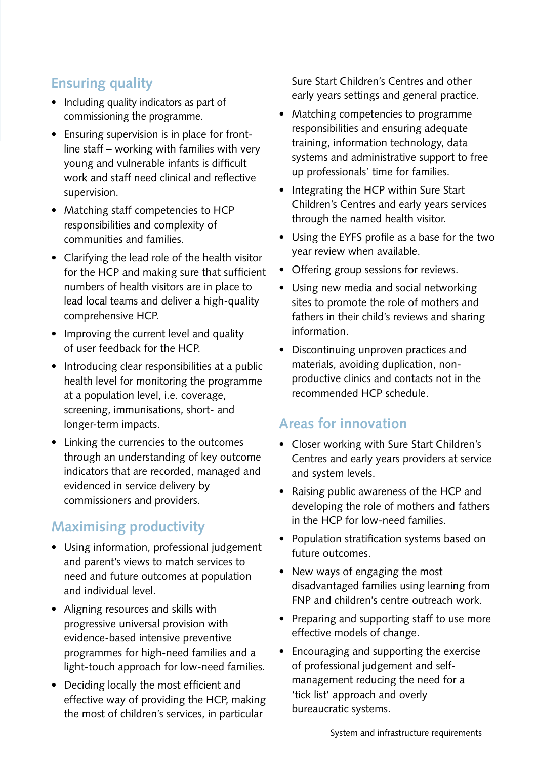## Ensuring quality

- Including quality indicators as part of commissioning the programme.
- Ensuring supervision is in place for front-line staff – working with families with very young and vulnerable infants is difficult work and staff need clinical and reflective supervision.
- Matching staff competencies to HCP responsibilities and complexity of communities and families.
- Clarifying the lead role of the health visitor for the HCP and making sure that sufficient numbers of health visitors are in place to lead local teams and deliver a high-quality comprehensive HCP.
- Improving the current level and quality of user feedback for the HCP.
- Introducing clear responsibilities at a public health level for monitoring the programme at a population level, i.e. coverage, screening, immunisations, short- and longer-term impacts.
- Linking the currencies to the outcomes through an understanding of key outcome indicators that are recorded, managed and evidenced in service delivery by commissioners and providers.

## Maximising productivity

- Using information, professional judgement and parent's views to match services to need and future outcomes at population and individual level.
- Aligning resources and skills with progressive universal provision with evidence-based intensive preventive programmes for high-need families and a light-touch approach for low-need families.
- Deciding locally the most efficient and effective way of providing the HCP, making the most of children's services, in particular Sure Start Children's Centres and other early years settings and general practice.
- Matching competencies to programme responsibilities and ensuring adequate training, information technology, data systems and administrative support to free up professionals' time for families.
- Integrating the HCP within Sure Start Children's Centres and early years services through the named health visitor.
- Using the EYFS profile as a base for the two year review when available.
- Offering group sessions for reviews.
- Using new media and social networking sites to promote the role of mothers and fathers in their child's reviews and sharing information.
- Discontinuing unproven practices and materials, avoiding duplication, non-productive clinics and contacts not in the recommended HCP schedule.

## Areas for innovation

- Closer working with Sure Start Children's Centres and early years providers at service and system levels.
- Raising public awareness of the HCP and developing the role of mothers and fathers in the HCP for low-need families.
- Population stratification systems based on future outcomes.
- New ways of engaging the most disadvantaged families using learning from FNP and children's centre outreach work.
- Preparing and supporting staff to use more effective models of change.
- Encouraging and supporting the exercise of professional judgement and self-management reducing the need for a 'tick list' approach and overly bureaucratic systems.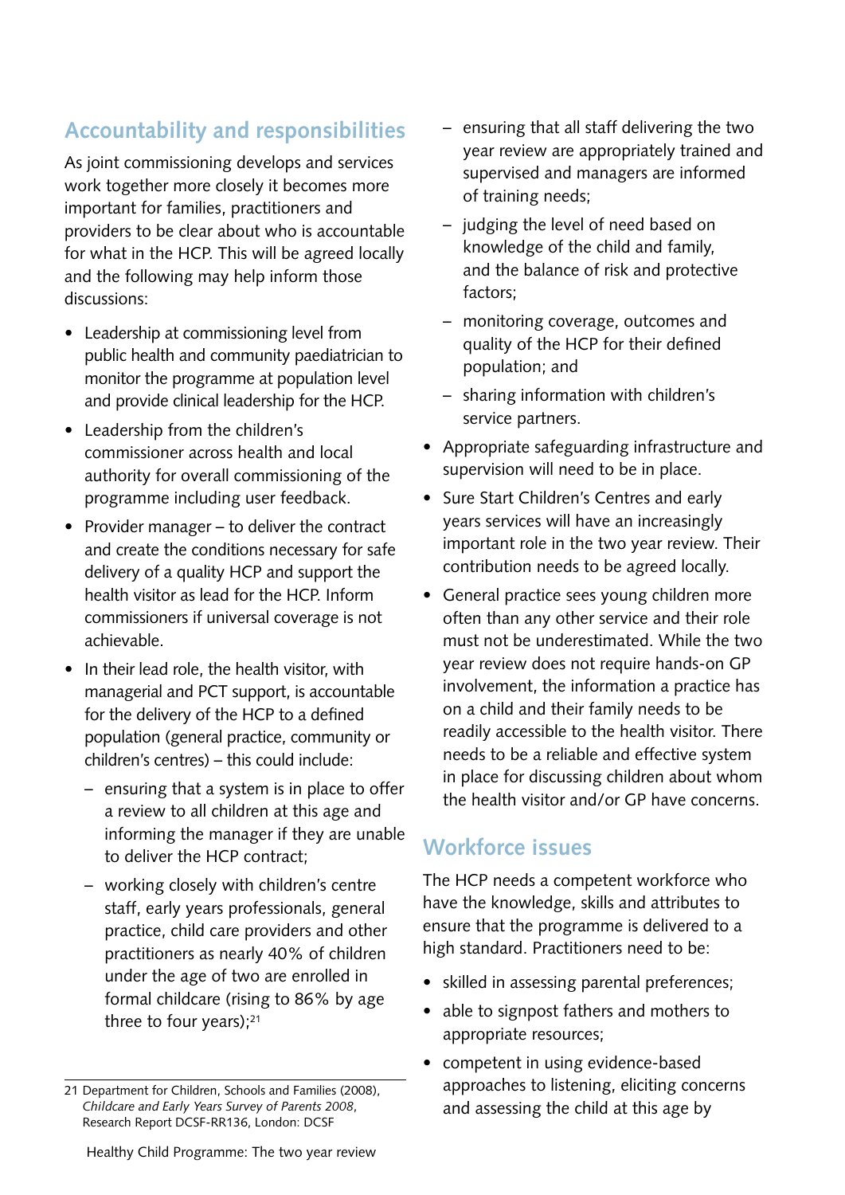## Accountability and responsibilities

As joint commissioning develops and services work together more closely it becomes more important for families, practitioners and providers to be clear about who is accountable for what in the HCP. This will be agreed locally and the following may help inform those discussions:

- Leadership at commissioning level from public health and community paediatrician to monitor the programme at population level and provide clinical leadership for the HCP.
- Leadership from the children's commissioner across health and local authority for overall commissioning of the programme including user feedback.
- Provider manager – to deliver the contract and create the conditions necessary for safe delivery of a quality HCP and support the health visitor as lead for the HCP. Inform commissioners if universal coverage is not achievable.
- In their lead role, the health visitor, with managerial and PCT support, is accountable for the delivery of the HCP to a defined population (general practice, community or children's centres) – this could include:
  - ensuring that a system is in place to offer a review to all children at this age and informing the manager if they are unable to deliver the HCP contract;
  - working closely with children's centre staff, early years professionals, general practice, child care providers and other practitioners as nearly 40% of children under the age of two are enrolled in formal childcare (rising to 86% by age three to four years);[21]
  - ensuring that all staff delivering the two year review are appropriately trained and supervised and managers are informed of training needs;
  - judging the level of need based on knowledge of the child and family, and the balance of risk and protective factors;
  - monitoring coverage, outcomes and quality of the HCP for their defined population; and
  - sharing information with children's service partners.
- Appropriate safeguarding infrastructure and supervision will need to be in place.
- Sure Start Children's Centres and early years services will have an increasingly important role in the two year review. Their contribution needs to be agreed locally.
- General practice sees young children more often than any other service and their role must not be underestimated. While the two year review does not require hands-on GP involvement, the information a practice has on a child and their family needs to be readily accessible to the health visitor. There needs to be a reliable and effective system in place for discussing children about whom the health visitor and/or GP have concerns.

## Workforce issues

The HCP needs a competent workforce who have the knowledge, skills and attributes to ensure that the programme is delivered to a high standard. Practitioners need to be:

- skilled in assessing parental preferences;
- able to signpost fathers and mothers to appropriate resources;
- competent in using evidence-based approaches to listening, eliciting concerns and assessing the child at this age by

21 Department for Children, Schools and Families (2008), *Childcare and Early Years Survey of Parents 2008*, Research Report DCSF-RR136, London: DCSF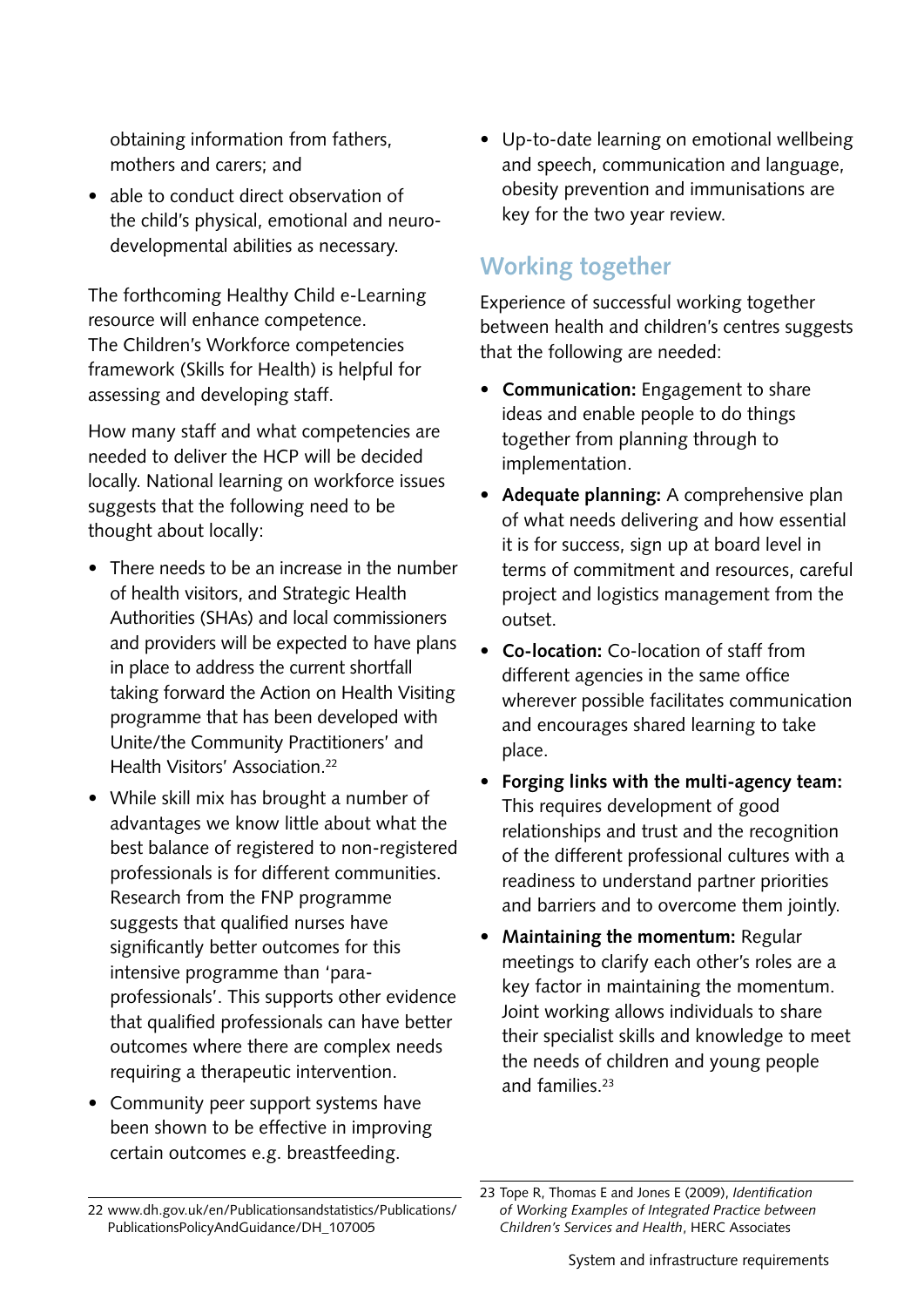obtaining information from fathers, mothers and carers; and

- able to conduct direct observation of the child's physical, emotional and neuro-developmental abilities as necessary.

The forthcoming Healthy Child e-Learning resource will enhance competence. The Children's Workforce competencies framework (Skills for Health) is helpful for assessing and developing staff.

How many staff and what competencies are needed to deliver the HCP will be decided locally. National learning on workforce issues suggests that the following need to be thought about locally:

- There needs to be an increase in the number of health visitors, and Strategic Health Authorities (SHAs) and local commissioners and providers will be expected to have plans in place to address the current shortfall taking forward the Action on Health Visiting programme that has been developed with Unite/the Community Practitioners' and Health Visitors' Association.[22]
- While skill mix has brought a number of advantages we know little about what the best balance of registered to non-registered professionals is for different communities. Research from the FNP programme suggests that qualified nurses have significantly better outcomes for this intensive programme than 'para-professionals'. This supports other evidence that qualified professionals can have better outcomes where there are complex needs requiring a therapeutic intervention.
- Community peer support systems have been shown to be effective in improving certain outcomes e.g. breastfeeding.
- Up-to-date learning on emotional wellbeing and speech, communication and language, obesity prevention and immunisations are key for the two year review.

## Working together

Experience of successful working together between health and children's centres suggests that the following are needed:

- **Communication:** Engagement to share ideas and enable people to do things together from planning through to implementation.
- **Adequate planning:** A comprehensive plan of what needs delivering and how essential it is for success, sign up at board level in terms of commitment and resources, careful project and logistics management from the outset.
- **Co-location:** Co-location of staff from different agencies in the same office wherever possible facilitates communication and encourages shared learning to take place.
- **Forging links with the multi-agency team:** This requires development of good relationships and trust and the recognition of the different professional cultures with a readiness to understand partner priorities and barriers and to overcome them jointly.
- **Maintaining the momentum:** Regular meetings to clarify each other's roles are a key factor in maintaining the momentum. Joint working allows individuals to share their specialist skills and knowledge to meet the needs of children and young people and families.[23]

22 www.dh.gov.uk/en/Publicationsandstatistics/Publications/PublicationsPolicyAndGuidance/DH_107005

23 Tope R, Thomas E and Jones E (2009), *Identification of Working Examples of Integrated Practice between Children's Services and Health*, HERC Associates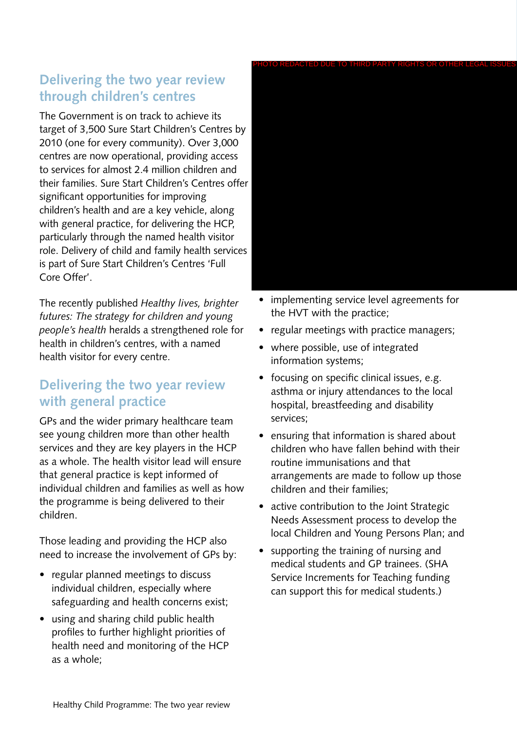## Delivering the two year review through children's centres

The Government is on track to achieve its target of 3,500 Sure Start Children's Centres by 2010 (one for every community). Over 3,000 centres are now operational, providing access to services for almost 2.4 million children and their families. Sure Start Children's Centres offer significant opportunities for improving children's health and are a key vehicle, along with general practice, for delivering the HCP, particularly through the named health visitor role. Delivery of child and family health services is part of Sure Start Children's Centres 'Full Core Offer'.

The recently published *Healthy lives, brighter futures: The strategy for children and young people's health* heralds a strengthened role for health in children's centres, with a named health visitor for every centre.

## Delivering the two year review with general practice

GPs and the wider primary healthcare team see young children more than other health services and they are key players in the HCP as a whole. The health visitor lead will ensure that general practice is kept informed of individual children and families as well as how the programme is being delivered to their children.

Those leading and providing the HCP also need to increase the involvement of GPs by:

- regular planned meetings to discuss individual children, especially where safeguarding and health concerns exist;
- using and sharing child public health profiles to further highlight priorities of health need and monitoring of the HCP as a whole;
- implementing service level agreements for the HVT with the practice;
- regular meetings with practice managers;
- where possible, use of integrated information systems;
- focusing on specific clinical issues, e.g. asthma or injury attendances to the local hospital, breastfeeding and disability services;
- ensuring that information is shared about children who have fallen behind with their routine immunisations and that arrangements are made to follow up those children and their families;
- active contribution to the Joint Strategic Needs Assessment process to develop the local Children and Young Persons Plan; and
- supporting the training of nursing and medical students and GP trainees. (SHA Service Increments for Teaching funding can support this for medical students.)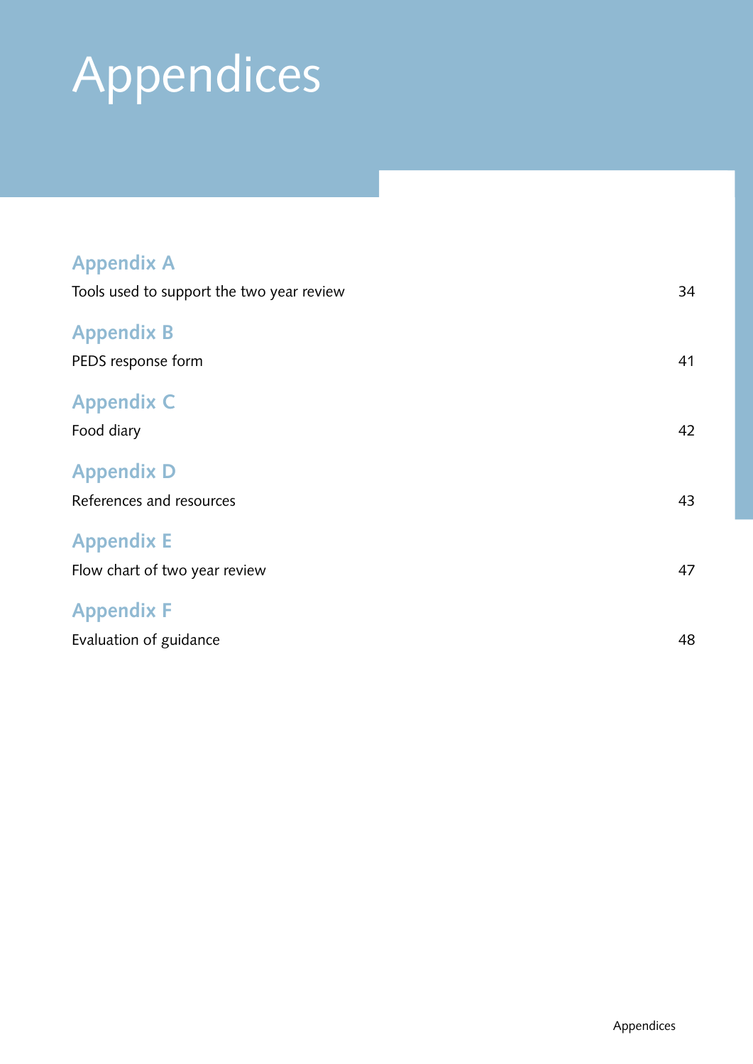# Appendices

## Appendix A

Tools used to support the two year review 34

## Appendix B

PEDS response form 41

## Appendix C

Food diary 42

## Appendix D

References and resources 43

## Appendix E

Flow chart of two year review 47

## Appendix F

Evaluation of guidance 48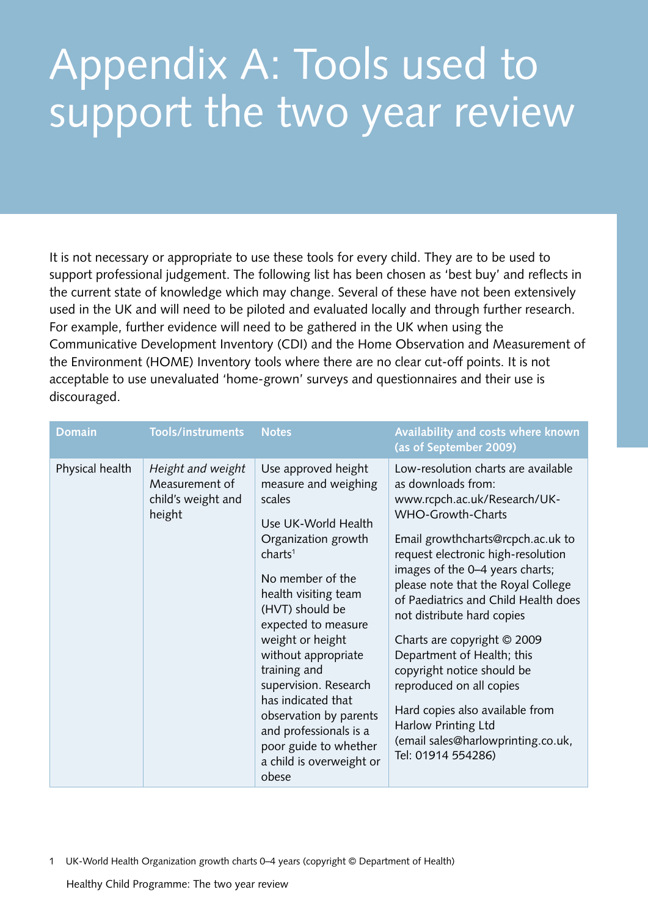# Appendix A: Tools used to support the two year review

It is not necessary or appropriate to use these tools for every child. They are to be used to support professional judgement. The following list has been chosen as 'best buy' and reflects in the current state of knowledge which may change. Several of these have not been extensively used in the UK and will need to be piloted and evaluated locally and through further research. For example, further evidence will need to be gathered in the UK when using the Communicative Development Inventory (CDI) and the Home Observation and Measurement of the Environment (HOME) Inventory tools where there are no clear cut-off points. It is not acceptable to use unevaluated 'home-grown' surveys and questionnaires and their use is discouraged.

| Domain | Tools/instruments | Notes | Availability and costs where known (as of September 2009) |
|---|---|---|---|
| Physical health | *Height and weight* Measurement of child's weight and height | Use approved height measure and weighing scales<br><br>Use UK-World Health Organization growth charts[1]<br><br>No member of the health visiting team (HVT) should be expected to measure weight or height without appropriate training and supervision. Research has indicated that observation by parents and professionals is a poor guide to whether a child is overweight or obese | Low-resolution charts are available as downloads from: www.rcpch.ac.uk/Research/UK-WHO-Growth-Charts<br><br>Email growthcharts@rcpch.ac.uk to request electronic high-resolution images of the 0–4 years charts; please note that the Royal College of Paediatrics and Child Health does not distribute hard copies<br><br>Charts are copyright © 2009 Department of Health; this copyright notice should be reproduced on all copies<br><br>Hard copies also available from Harlow Printing Ltd (email sales@harlowprinting.co.uk, Tel: 01914 554286) |

1 UK-World Health Organization growth charts 0–4 years (copyright © Department of Health)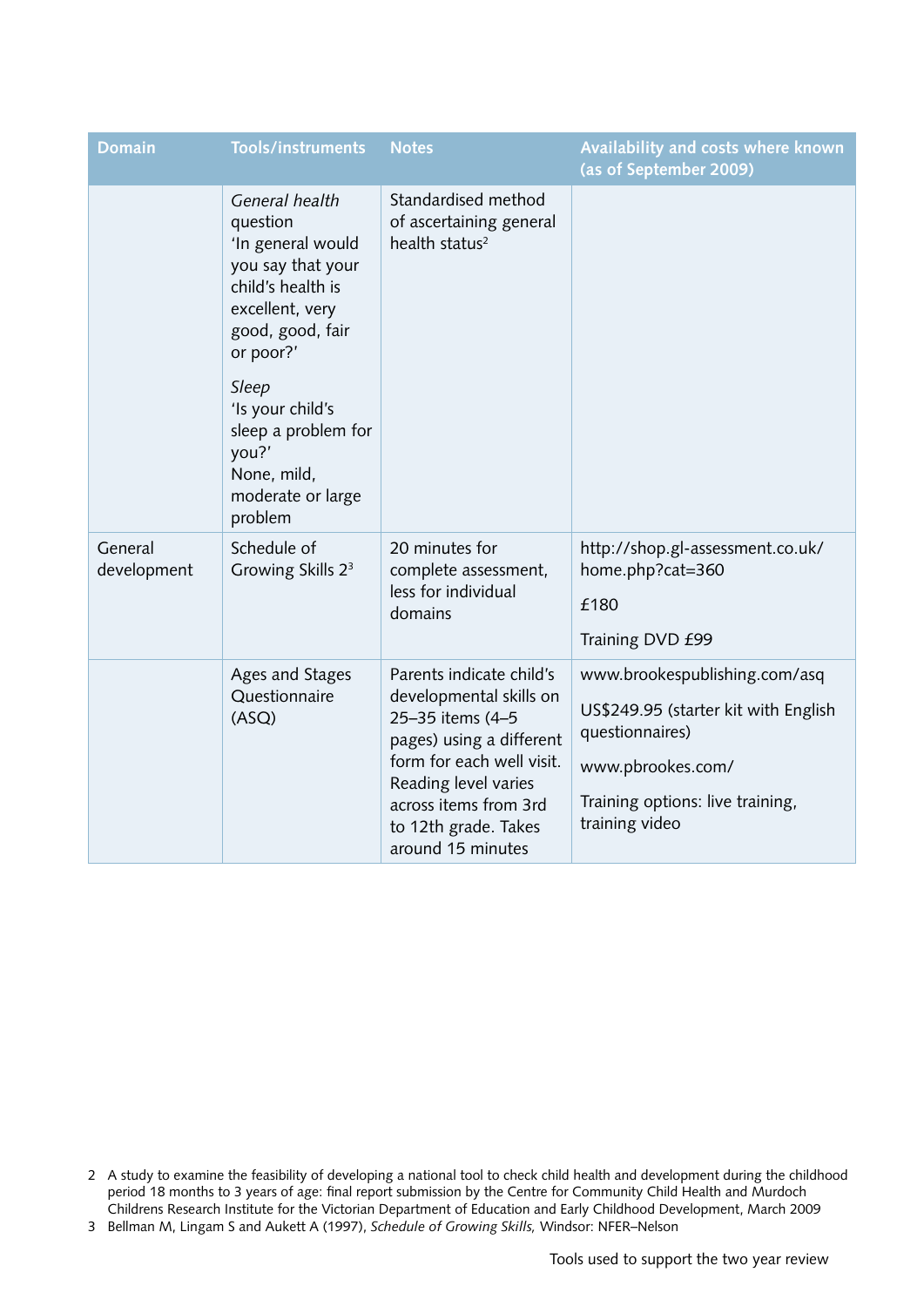| Domain | Tools/instruments | Notes | Availability and costs where known (as of September 2009) |
|---|---|---|---|
| | *General health* question 'In general would you say that your child's health is excellent, very good, good, fair or poor?' *Sleep* 'Is your child's sleep a problem for you?' None, mild, moderate or large problem | Standardised method of ascertaining general health status[2] | |
| General development | Schedule of Growing Skills 2[3] | 20 minutes for complete assessment, less for individual domains | http://shop.gl-assessment.co.uk/home.php?cat=360 £180 Training DVD £99 |
| | Ages and Stages Questionnaire (ASQ) | Parents indicate child's developmental skills on 25–35 items (4–5 pages) using a different form for each well visit. Reading level varies across items from 3rd to 12th grade. Takes around 15 minutes | www.brookespublishing.com/asq US$249.95 (starter kit with English questionnaires) www.pbrookes.com/ Training options: live training, training video |

2 A study to examine the feasibility of developing a national tool to check child health and development during the childhood period 18 months to 3 years of age: final report submission by the Centre for Community Child Health and Murdoch Childrens Research Institute for the Victorian Department of Education and Early Childhood Development, March 2009

3 Bellman M, Lingam S and Aukett A (1997), *Schedule of Growing Skills,* Windsor: NFER–Nelson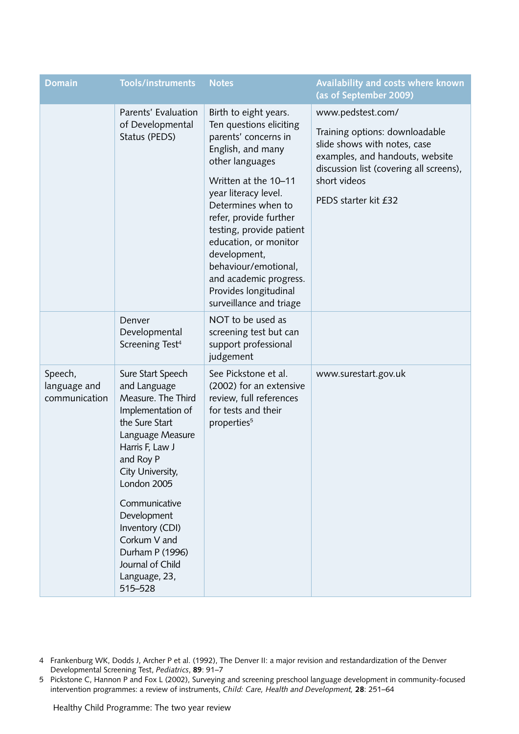| Domain | Tools/instruments | Notes | Availability and costs where known (as of September 2009) |
|---|---|---|---|
| | Parents' Evaluation of Developmental Status (PEDS) | Birth to eight years. Ten questions eliciting parents' concerns in English, and many other languages<br><br>Written at the 10–11 year literacy level. Determines when to refer, provide further testing, provide patient education, or monitor development, behaviour/emotional, and academic progress. Provides longitudinal surveillance and triage | www.pedstest.com/<br><br>Training options: downloadable slide shows with notes, case examples, and handouts, website discussion list (covering all screens), short videos<br><br>PEDS starter kit £32 |
| | Denver Developmental Screening Test[4] | NOT to be used as screening test but can support professional judgement | |
| Speech, language and communication | Sure Start Speech and Language Measure. The Third Implementation of the Sure Start Language Measure Harris F, Law J and Roy P City University, London 2005<br><br>Communicative Development Inventory (CDI) Corkum V and Durham P (1996) Journal of Child Language, 23, 515–528 | See Pickstone et al. (2002) for an extensive review, full references for tests and their properties[5] | www.surestart.gov.uk |

4 Frankenburg WK, Dodds J, Archer P et al. (1992), The Denver II: a major revision and restandardization of the Denver Developmental Screening Test, *Pediatrics*, **89**: 91–7

5 Pickstone C, Hannon P and Fox L (2002), Surveying and screening preschool language development in community-focused intervention programmes: a review of instruments, *Child: Care, Health and Development,* **28**: 251–64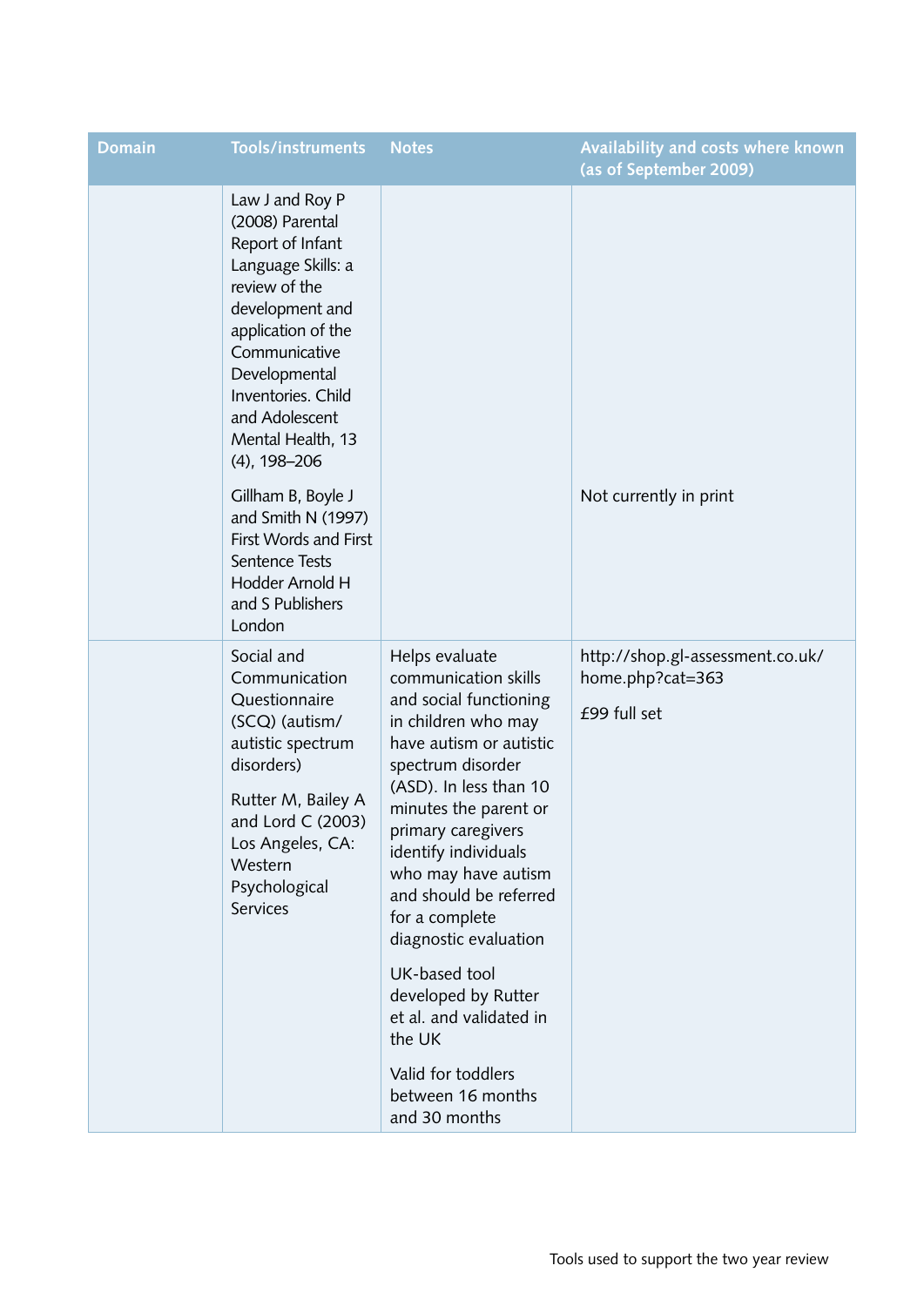| Domain | Tools/instruments | Notes | Availability and costs where known (as of September 2009) |
|---|---|---|---|
| | Law J and Roy P (2008) Parental Report of Infant Language Skills: a review of the development and application of the Communicative Developmental Inventories. Child and Adolescent Mental Health, 13 (4), 198–206<br><br>Gillham B, Boyle J and Smith N (1997) First Words and First Sentence Tests Hodder Arnold H and S Publishers London | | Not currently in print |
| | Social and Communication Questionnaire (SCQ) (autism/autistic spectrum disorders)<br><br>Rutter M, Bailey A and Lord C (2003) Los Angeles, CA: Western Psychological Services | Helps evaluate communication skills and social functioning in children who may have autism or autistic spectrum disorder (ASD). In less than 10 minutes the parent or primary caregivers identify individuals who may have autism and should be referred for a complete diagnostic evaluation<br><br>UK-based tool developed by Rutter et al. and validated in the UK<br><br>Valid for toddlers between 16 months and 30 months | http://shop.gl-assessment.co.uk/home.php?cat=363<br><br>£99 full set |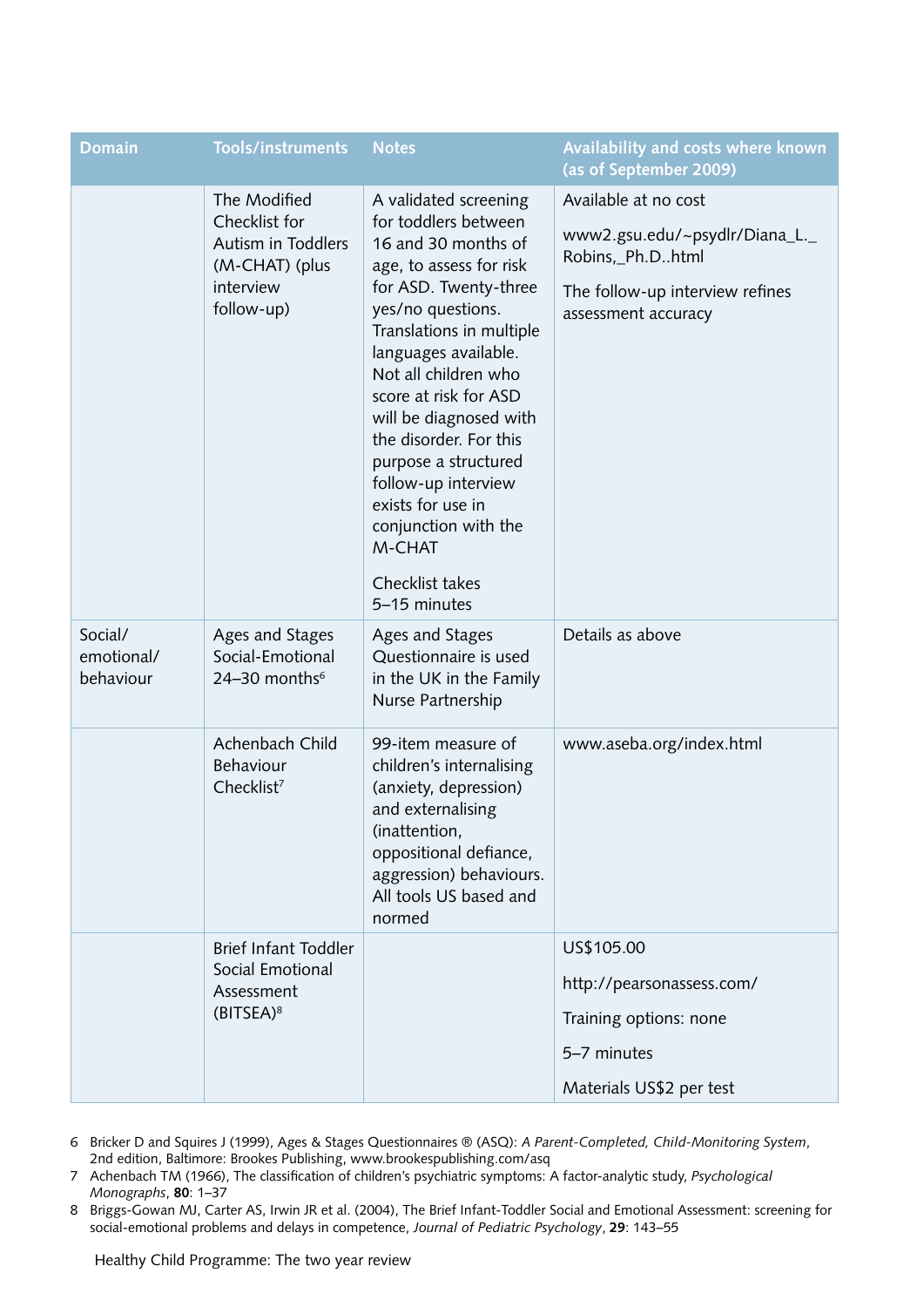| Domain | Tools/instruments | Notes | Availability and costs where known (as of September 2009) |
|---|---|---|---|
| | The Modified Checklist for Autism in Toddlers (M-CHAT) (plus interview follow-up) | A validated screening for toddlers between 16 and 30 months of age, to assess for risk for ASD. Twenty-three yes/no questions. Translations in multiple languages available. Not all children who score at risk for ASD will be diagnosed with the disorder. For this purpose a structured follow-up interview exists for use in conjunction with the M-CHAT<br><br>Checklist takes 5–15 minutes | Available at no cost<br><br>www2.gsu.edu/~psydlr/Diana_L._Robins,_Ph.D..html<br><br>The follow-up interview refines assessment accuracy |
| Social/ emotional/ behaviour | Ages and Stages Social-Emotional 24–30 months[6] | Ages and Stages Questionnaire is used in the UK in the Family Nurse Partnership | Details as above |
| | Achenbach Child Behaviour Checklist[7] | 99-item measure of children's internalising (anxiety, depression) and externalising (inattention, oppositional defiance, aggression) behaviours. All tools US based and normed | www.aseba.org/index.html |
| | Brief Infant Toddler Social Emotional Assessment (BITSEA)[8] | | US$105.00<br><br>http://pearsonassess.com/<br><br>Training options: none<br><br>5–7 minutes<br><br>Materials US$2 per test |

6 Bricker D and Squires J (1999), Ages & Stages Questionnaires ® (ASQ): *A Parent-Completed, Child-Monitoring System*, 2nd edition, Baltimore: Brookes Publishing, www.brookespublishing.com/asq

7 Achenbach TM (1966), The classification of children's psychiatric symptoms: A factor-analytic study, *Psychological Monographs*, **80**: 1–37

8 Briggs-Gowan MJ, Carter AS, Irwin JR et al. (2004), The Brief Infant-Toddler Social and Emotional Assessment: screening for social-emotional problems and delays in competence, *Journal of Pediatric Psychology*, **29**: 143–55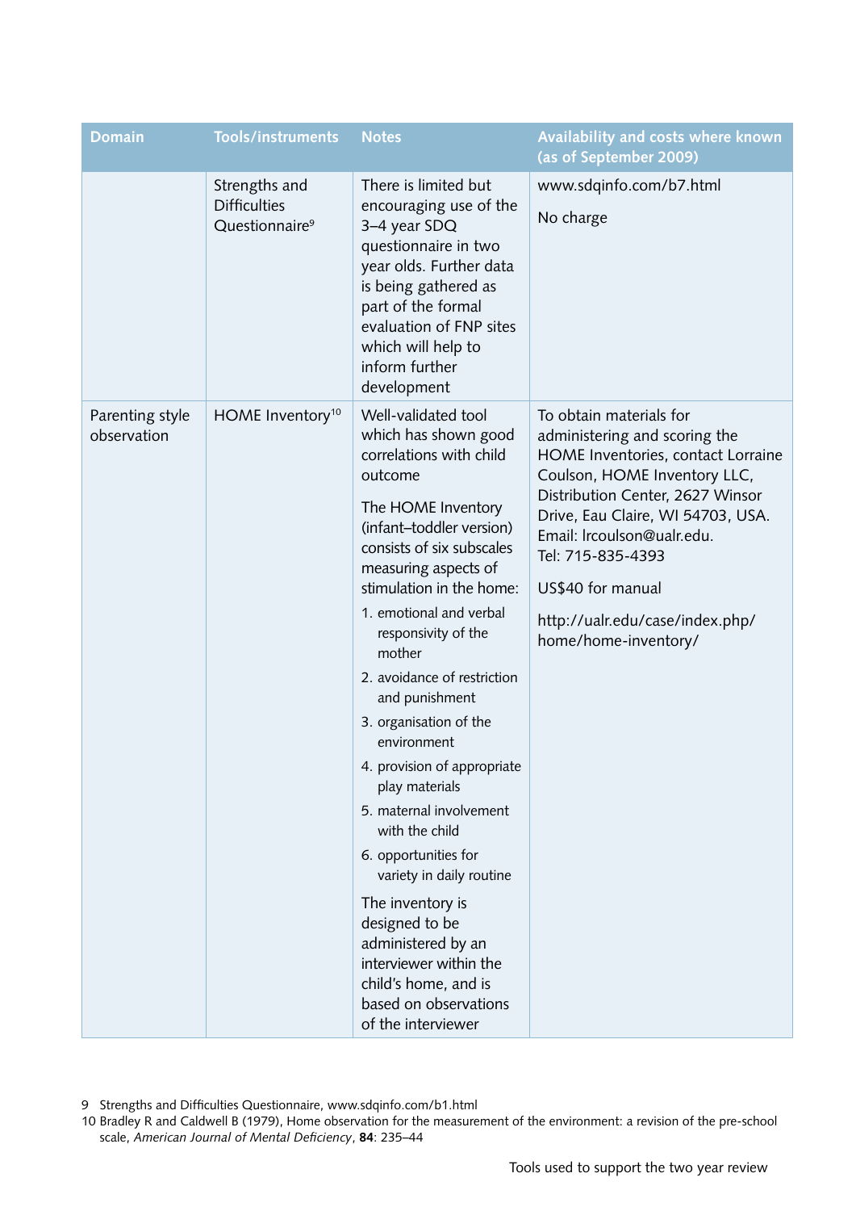| Domain | Tools/instruments | Notes | Availability and costs where known (as of September 2009) |
|---|---|---|---|
| | Strengths and Difficulties Questionnaire[9] | There is limited but encouraging use of the 3–4 year SDQ questionnaire in two year olds. Further data is being gathered as part of the formal evaluation of FNP sites which will help to inform further development | www.sdqinfo.com/b7.html<br><br>No charge |
| Parenting style observation | HOME Inventory[10] | Well-validated tool which has shown good correlations with child outcome<br><br>The HOME Inventory (infant–toddler version) consists of six subscales measuring aspects of stimulation in the home:<br>1. emotional and verbal responsivity of the mother<br>2. avoidance of restriction and punishment<br>3. organisation of the environment<br>4. provision of appropriate play materials<br>5. maternal involvement with the child<br>6. opportunities for variety in daily routine<br><br>The inventory is designed to be administered by an interviewer within the child's home, and is based on observations of the interviewer | To obtain materials for administering and scoring the HOME Inventories, contact Lorraine Coulson, HOME Inventory LLC, Distribution Center, 2627 Winsor Drive, Eau Claire, WI 54703, USA. Email: lrcoulson@ualr.edu. Tel: 715-835-4393<br><br>US$40 for manual<br><br>http://ualr.edu/case/index.php/home/home-inventory/ |

9 Strengths and Difficulties Questionnaire, www.sdqinfo.com/b1.html

10 Bradley R and Caldwell B (1979), Home observation for the measurement of the environment: a revision of the pre-school scale, *American Journal of Mental Deficiency*, **84**: 235–44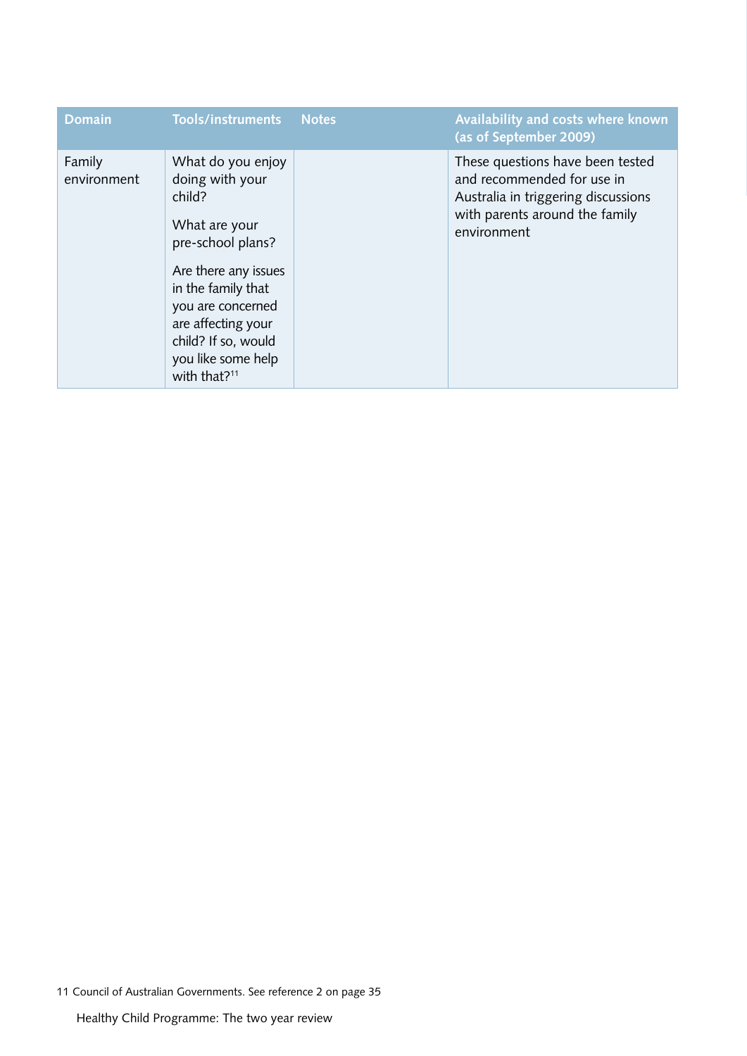| Domain | Tools/instruments | Notes | Availability and costs where known (as of September 2009) |
|---|---|---|---|
| Family environment | What do you enjoy doing with your child?<br><br>What are your pre-school plans?<br><br>Are there any issues in the family that you are concerned are affecting your child? If so, would you like some help with that?[11] | | These questions have been tested and recommended for use in Australia in triggering discussions with parents around the family environment |

11 Council of Australian Governments. See reference 2 on page 35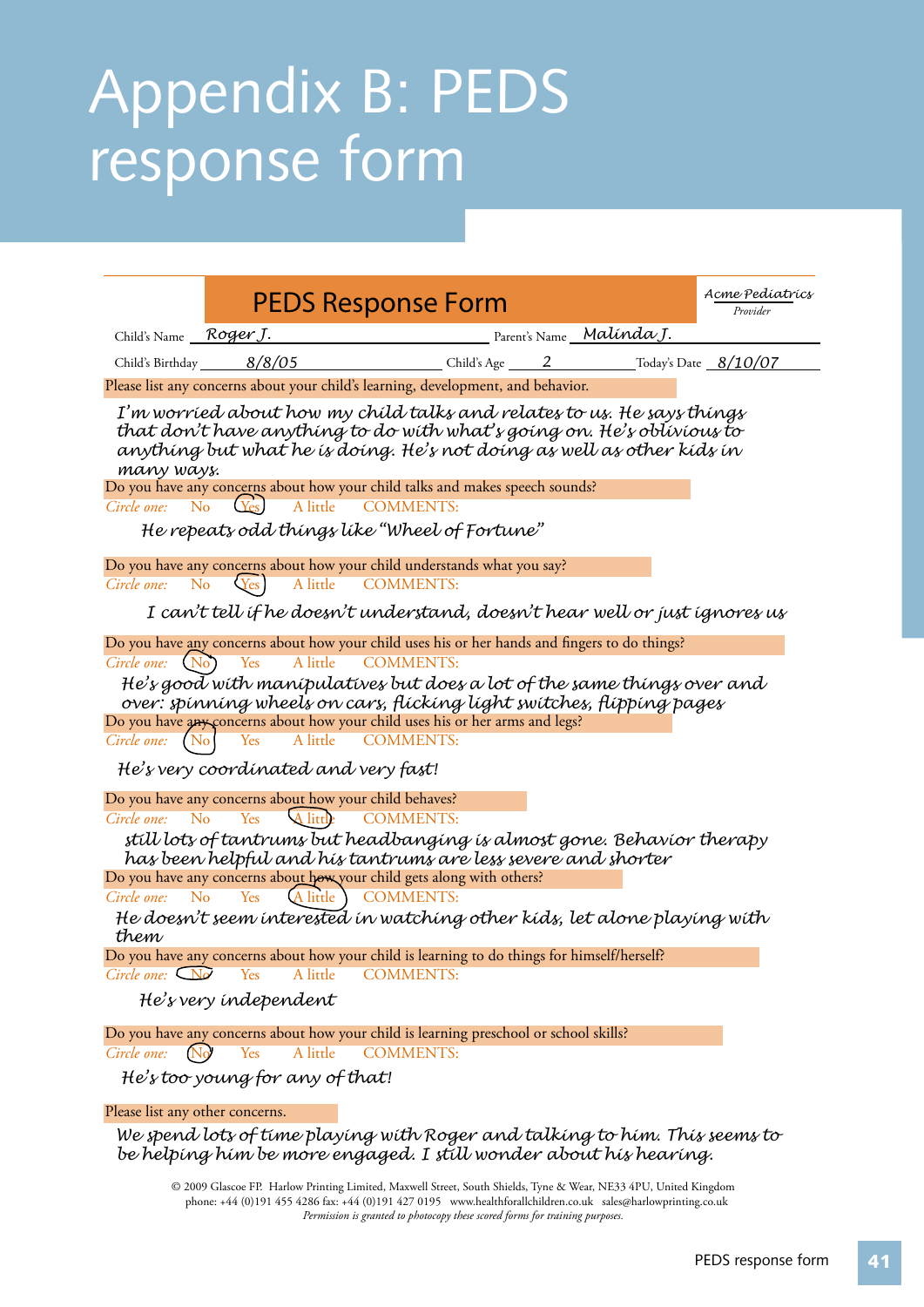# Appendix B: PEDS response form

## PEDS Response Form

*Acme Pediatrics*
Provider

Child's Name *Roger J.* Parent's Name *Malinda J.*

Child's Birthday *8/8/05* Child's Age *2* Today's Date *8/10/07*

Please list any concerns about your child's learning, development, and behavior.

*I'm worried about how my child talks and relates to us. He says things that don't have anything to do with what's going on. He's oblivious to anything but what he is doing. He's not doing as well as other kids in many ways.*

Do you have any concerns about how your child talks and makes speech sounds?
Circle one: No **(Yes)** A little COMMENTS:
*He repeats odd things like "Wheel of Fortune"*

Do you have any concerns about how your child understands what you say?
Circle one: No **(Yes)** A little COMMENTS:
*I can't tell if he doesn't understand, doesn't hear well or just ignores us*

Do you have any concerns about how your child uses his or her hands and fingers to do things?
Circle one: **(No)** Yes A little COMMENTS:
*He's good with manipulatives but does a lot of the same things over and over: spinning wheels on cars, flicking light switches, flipping pages*

Do you have any concerns about how your child uses his or her arms and legs?
Circle one: **(No)** Yes A little COMMENTS:
*He's very coordinated and very fast!*

Do you have any concerns about how your child behaves?
Circle one: No Yes **(A little)** COMMENTS:
*still lots of tantrums but headbanging is almost gone. Behavior therapy has been helpful and his tantrums are less severe and shorter*

Do you have any concerns about how your child gets along with others?
Circle one: No Yes **(A little)** COMMENTS:
*He doesn't seem interested in watching other kids, let alone playing with them*

Do you have any concerns about how your child is learning to do things for himself/herself?
Circle one: **(No)** Yes A little COMMENTS:
*He's very independent*

Do you have any concerns about how your child is learning preschool or school skills?
Circle one: **(No)** Yes A little COMMENTS:
*He's too young for any of that!*

Please list any other concerns.

*We spend lots of time playing with Roger and talking to him. This seems to be helping him be more engaged. I still wonder about his hearing.*

© 2009 Glascoe FP. Harlow Printing Limited, Maxwell Street, South Shields, Tyne & Wear, NE33 4PU, United Kingdom
phone: +44 (0)191 455 4286 fax: +44 (0)191 427 0195 www.healthforallchildren.co.uk sales@harlowprinting.co.uk
*Permission is granted to photocopy these scored forms for training purposes.*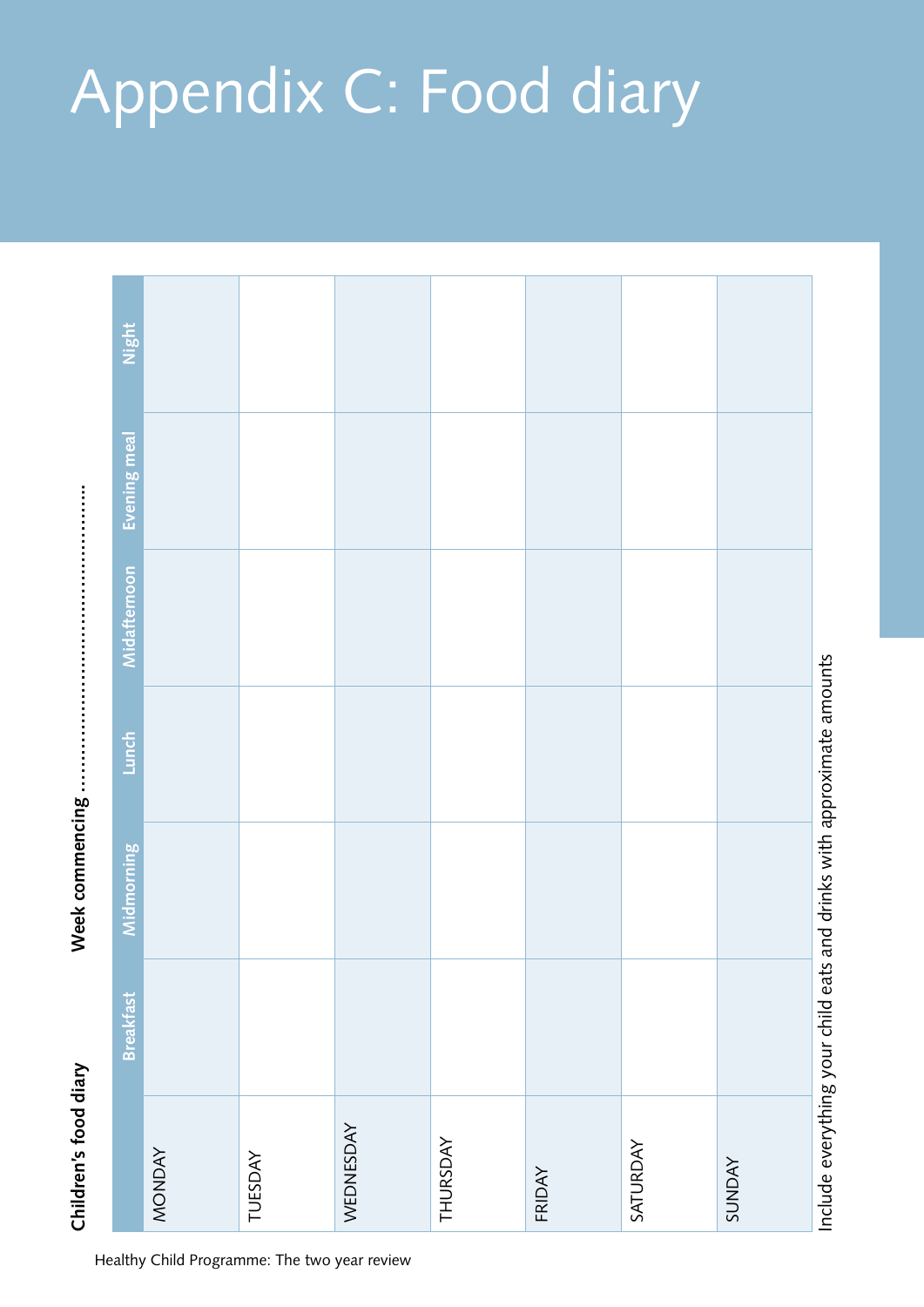# Appendix C: Food diary

**Children's food diary** **Week commencing …………………………………**

| | Breakfast | Midmorning | Lunch | Midafternoon | Evening meal | Night |
|---|---|---|---|---|---|---|
| MONDAY | | | | | | |
| TUESDAY | | | | | | |
| WEDNESDAY | | | | | | |
| THURSDAY | | | | | | |
| FRIDAY | | | | | | |
| SATURDAY | | | | | | |
| SUNDAY | | | | | | |

Include everything your child eats and drinks with approximate amounts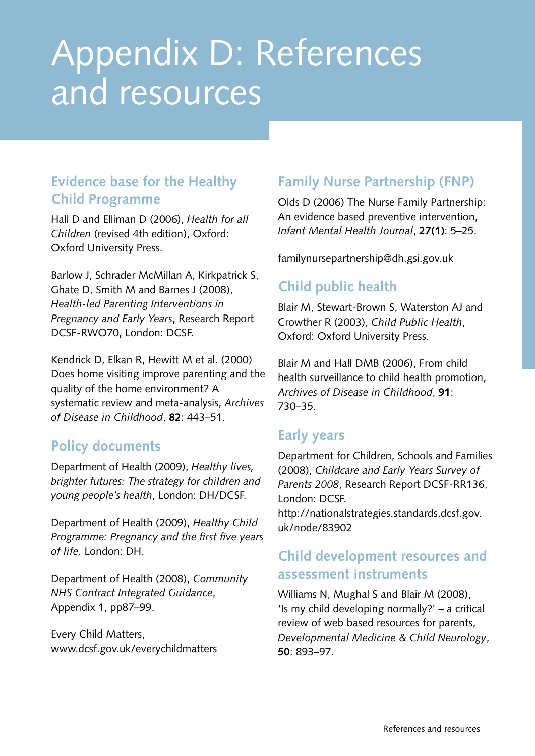# Appendix D: References and resources

## Evidence base for the Healthy Child Programme

Hall D and Elliman D (2006), *Health for all Children* (revised 4th edition), Oxford: Oxford University Press.

Barlow J, Schrader McMillan A, Kirkpatrick S, Ghate D, Smith M and Barnes J (2008), *Health-led Parenting Interventions in Pregnancy and Early Years*, Research Report DCSF-RWO70, London: DCSF.

Kendrick D, Elkan R, Hewitt M et al. (2000) Does home visiting improve parenting and the quality of the home environment? A systematic review and meta-analysis, *Archives of Disease in Childhood*, **82**: 443–51.

## Policy documents

Department of Health (2009), *Healthy lives, brighter futures: The strategy for children and young people's health*, London: DH/DCSF.

Department of Health (2009), *Healthy Child Programme: Pregnancy and the first five years of life,* London: DH.

Department of Health (2008), *Community NHS Contract Integrated Guidance*, Appendix 1, pp87–99.

Every Child Matters, www.dcsf.gov.uk/everychildmatters

## Family Nurse Partnership (FNP)

Olds D (2006) The Nurse Family Partnership: An evidence based preventive intervention, *Infant Mental Health Journal*, **27(1)**: 5–25.

familynursepartnership@dh.gsi.gov.uk

## Child public health

Blair M, Stewart-Brown S, Waterston AJ and Crowther R (2003), *Child Public Health*, Oxford: Oxford University Press.

Blair M and Hall DMB (2006), From child health surveillance to child health promotion, *Archives of Disease in Childhood*, **91**: 730–35.

## Early years

Department for Children, Schools and Families (2008), *Childcare and Early Years Survey of Parents 2008*, Research Report DCSF-RR136, London: DCSF.
http://nationalstrategies.standards.dcsf.gov.uk/node/83902

## Child development resources and assessment instruments

Williams N, Mughal S and Blair M (2008), 'Is my child developing normally?' – a critical review of web based resources for parents, *Developmental Medicine & Child Neurology*, **50**: 893–97.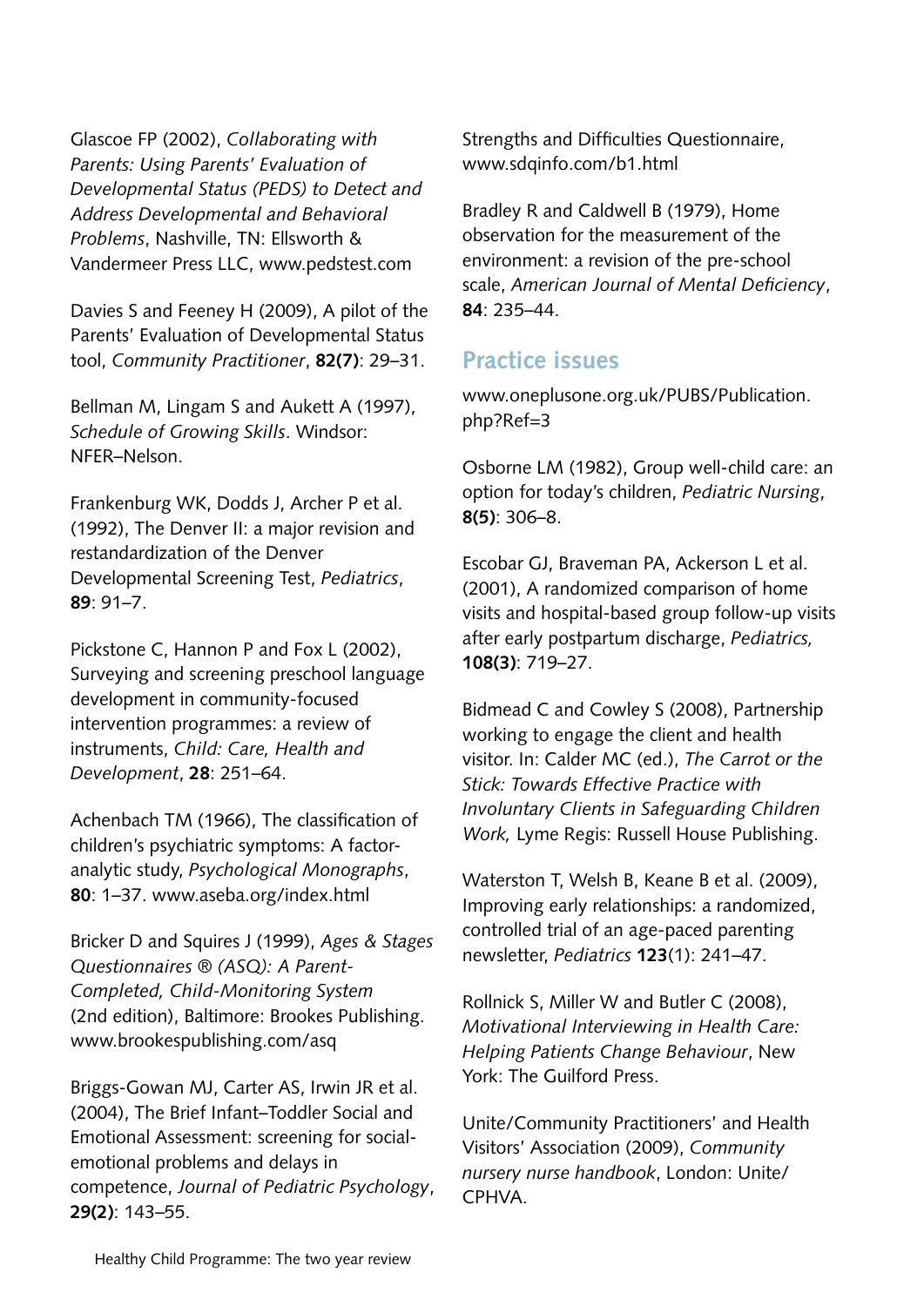Glascoe FP (2002), *Collaborating with Parents: Using Parents' Evaluation of Developmental Status (PEDS) to Detect and Address Developmental and Behavioral Problems*, Nashville, TN: Ellsworth & Vandermeer Press LLC, www.pedstest.com

Davies S and Feeney H (2009), A pilot of the Parents' Evaluation of Developmental Status tool, *Community Practitioner*, **82(7)**: 29–31.

Bellman M, Lingam S and Aukett A (1997), *Schedule of Growing Skills*. Windsor: NFER–Nelson.

Frankenburg WK, Dodds J, Archer P et al. (1992), The Denver II: a major revision and restandardization of the Denver Developmental Screening Test, *Pediatrics*, **89**: 91–7.

Pickstone C, Hannon P and Fox L (2002), Surveying and screening preschool language development in community-focused intervention programmes: a review of instruments, *Child: Care, Health and Development*, **28**: 251–64.

Achenbach TM (1966), The classification of children's psychiatric symptoms: A factor-analytic study, *Psychological Monographs*, **80**: 1–37. www.aseba.org/index.html

Bricker D and Squires J (1999), *Ages & Stages Questionnaires ® (ASQ): A Parent-Completed, Child-Monitoring System* (2nd edition), Baltimore: Brookes Publishing. www.brookespublishing.com/asq

Briggs-Gowan MJ, Carter AS, Irwin JR et al. (2004), The Brief Infant–Toddler Social and Emotional Assessment: screening for social-emotional problems and delays in competence, *Journal of Pediatric Psychology*, **29(2)**: 143–55.

Strengths and Difficulties Questionnaire, www.sdqinfo.com/b1.html

Bradley R and Caldwell B (1979), Home observation for the measurement of the environment: a revision of the pre-school scale, *American Journal of Mental Deficiency*, **84**: 235–44.

## Practice issues

www.oneplusone.org.uk/PUBS/Publication.php?Ref=3

Osborne LM (1982), Group well-child care: an option for today's children, *Pediatric Nursing*, **8(5)**: 306–8.

Escobar GJ, Braveman PA, Ackerson L et al. (2001), A randomized comparison of home visits and hospital-based group follow-up visits after early postpartum discharge, *Pediatrics,* **108(3)**: 719–27.

Bidmead C and Cowley S (2008), Partnership working to engage the client and health visitor. In: Calder MC (ed.), *The Carrot or the Stick: Towards Effective Practice with Involuntary Clients in Safeguarding Children Work,* Lyme Regis: Russell House Publishing.

Waterston T, Welsh B, Keane B et al. (2009), Improving early relationships: a randomized, controlled trial of an age-paced parenting newsletter, *Pediatrics* **123**(1): 241–47.

Rollnick S, Miller W and Butler C (2008), *Motivational Interviewing in Health Care: Helping Patients Change Behaviour*, New York: The Guilford Press.

Unite/Community Practitioners' and Health Visitors' Association (2009), *Community nursery nurse handbook*, London: Unite/CPHVA.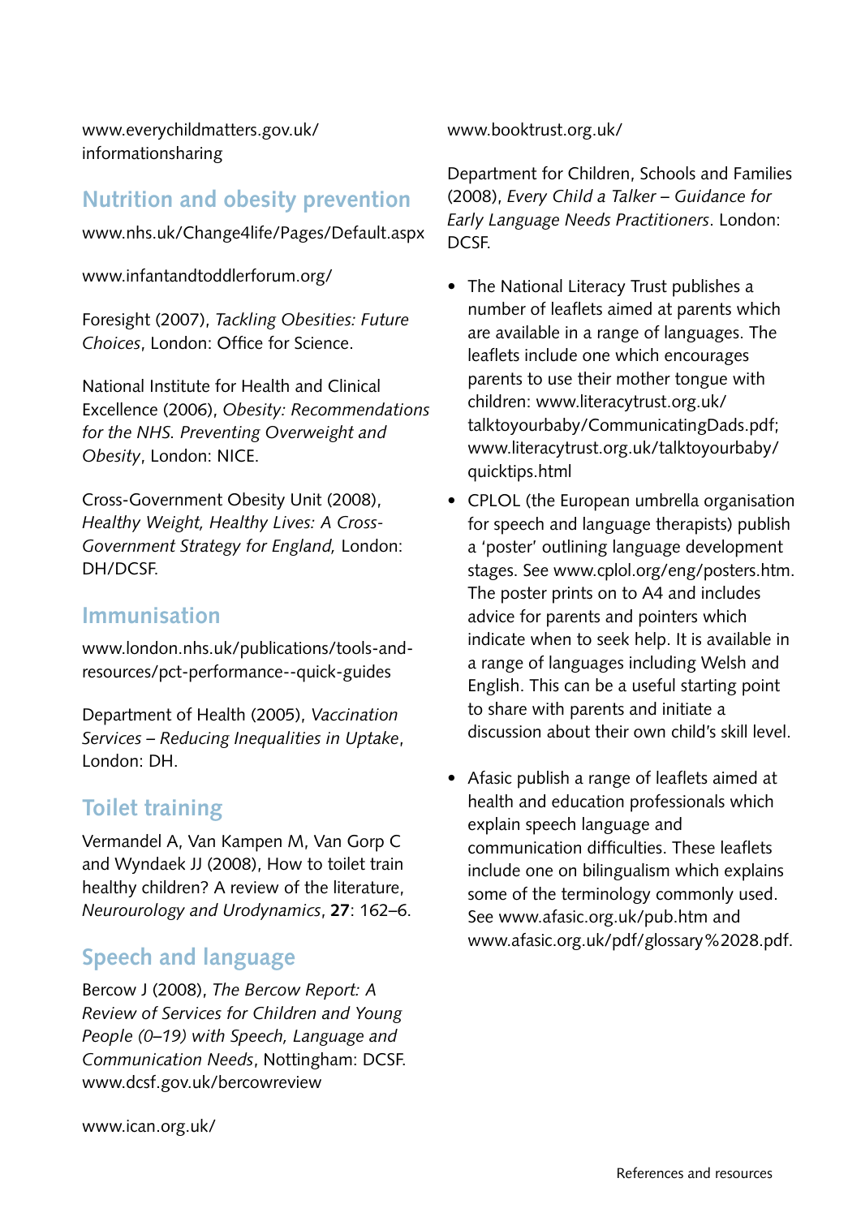www.everychildmatters.gov.uk/informationsharing

## Nutrition and obesity prevention

www.nhs.uk/Change4life/Pages/Default.aspx

www.infantandtoddlerforum.org/

Foresight (2007), *Tackling Obesities: Future Choices*, London: Office for Science.

National Institute for Health and Clinical Excellence (2006), *Obesity: Recommendations for the NHS. Preventing Overweight and Obesity*, London: NICE.

Cross-Government Obesity Unit (2008), *Healthy Weight, Healthy Lives: A Cross-Government Strategy for England,* London: DH/DCSF.

## Immunisation

www.london.nhs.uk/publications/tools-and-resources/pct-performance--quick-guides

Department of Health (2005), *Vaccination Services – Reducing Inequalities in Uptake*, London: DH.

## Toilet training

Vermandel A, Van Kampen M, Van Gorp C and Wyndaek JJ (2008), How to toilet train healthy children? A review of the literature, *Neurourology and Urodynamics*, **27**: 162–6.

## Speech and language

Bercow J (2008), *The Bercow Report: A Review of Services for Children and Young People (0–19) with Speech, Language and Communication Needs*, Nottingham: DCSF. www.dcsf.gov.uk/bercowreview

www.ican.org.uk/

www.booktrust.org.uk/

Department for Children, Schools and Families (2008), *Every Child a Talker – Guidance for Early Language Needs Practitioners*. London: DCSF.

- The National Literacy Trust publishes a number of leaflets aimed at parents which are available in a range of languages. The leaflets include one which encourages parents to use their mother tongue with children: www.literacytrust.org.uk/talktoyourbaby/CommunicatingDads.pdf; www.literacytrust.org.uk/talktoyourbaby/quicktips.html
- CPLOL (the European umbrella organisation for speech and language therapists) publish a 'poster' outlining language development stages. See www.cplol.org/eng/posters.htm. The poster prints on to A4 and includes advice for parents and pointers which indicate when to seek help. It is available in a range of languages including Welsh and English. This can be a useful starting point to share with parents and initiate a discussion about their own child's skill level.
- Afasic publish a range of leaflets aimed at health and education professionals which explain speech language and communication difficulties. These leaflets include one on bilingualism which explains some of the terminology commonly used. See www.afasic.org.uk/pub.htm and www.afasic.org.uk/pdf/glossary%2028.pdf.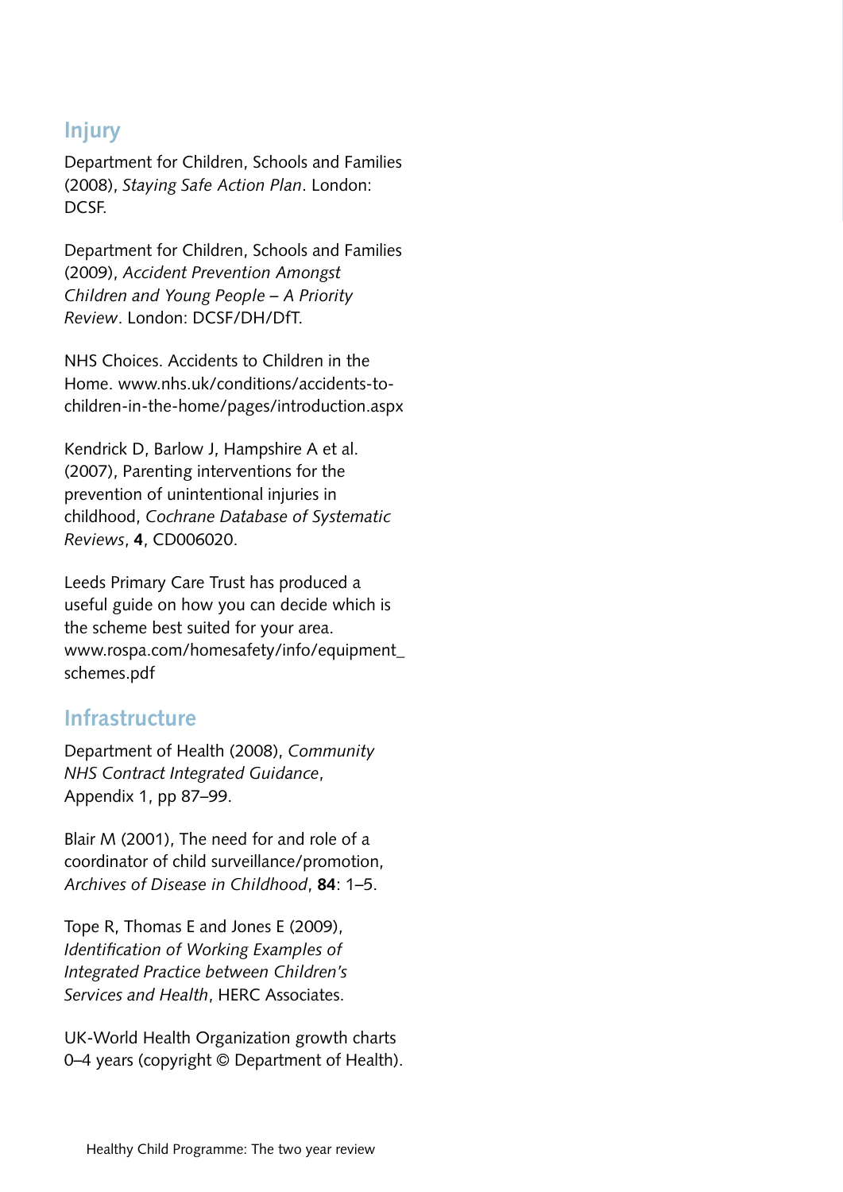## Injury

Department for Children, Schools and Families (2008), *Staying Safe Action Plan*. London: DCSF.

Department for Children, Schools and Families (2009), *Accident Prevention Amongst Children and Young People – A Priority Review*. London: DCSF/DH/DfT.

NHS Choices. Accidents to Children in the Home. www.nhs.uk/conditions/accidents-to-children-in-the-home/pages/introduction.aspx

Kendrick D, Barlow J, Hampshire A et al. (2007), Parenting interventions for the prevention of unintentional injuries in childhood, *Cochrane Database of Systematic Reviews*, **4**, CD006020.

Leeds Primary Care Trust has produced a useful guide on how you can decide which is the scheme best suited for your area. www.rospa.com/homesafety/info/equipment_schemes.pdf

## Infrastructure

Department of Health (2008), *Community NHS Contract Integrated Guidance*, Appendix 1, pp 87–99.

Blair M (2001), The need for and role of a coordinator of child surveillance/promotion, *Archives of Disease in Childhood*, **84**: 1–5.

Tope R, Thomas E and Jones E (2009), *Identification of Working Examples of Integrated Practice between Children's Services and Health*, HERC Associates.

UK-World Health Organization growth charts 0–4 years (copyright © Department of Health).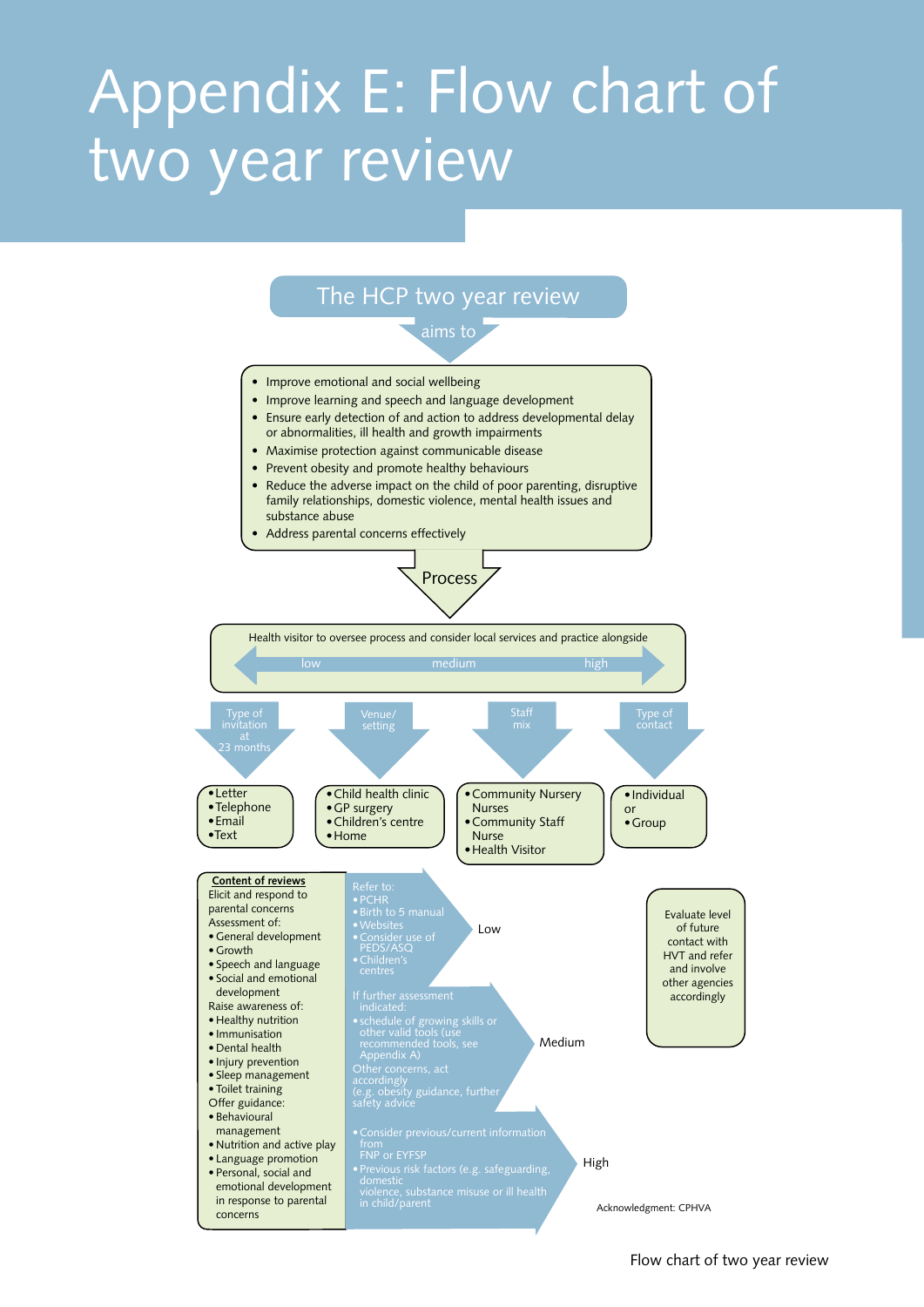# Appendix E: Flow chart of two year review

## The HCP two year review

aims to

- Improve emotional and social wellbeing
- Improve learning and speech and language development
- Ensure early detection of and action to address developmental delay or abnormalities, ill health and growth impairments
- Maximise protection against communicable disease
- Prevent obesity and promote healthy behaviours
- Reduce the adverse impact on the child of poor parenting, disruptive family relationships, domestic violence, mental health issues and substance abuse
- Address parental concerns effectively

### Process

Health visitor to oversee process and consider local services and practice alongside

low — medium — high

**Type of invitation at 23 months**
- Letter
- Telephone
- Email
- Text

**Venue/ setting**
- Child health clinic
- GP surgery
- Children's centre
- Home

**Staff mix**
- Community Nursery Nurses
- Community Staff Nurse
- Health Visitor

**Type of contact**
- Individual

or

- Group

**Content of reviews**

Elicit and respond to parental concerns

Assessment of:
- General development
- Growth
- Speech and language
- Social and emotional development

Raise awareness of:
- Healthy nutrition
- Immunisation
- Dental health
- Injury prevention
- Sleep management
- Toilet training

Offer guidance:
- Behavioural management
- Nutrition and active play
- Language promotion
- Personal, social and emotional development in response to parental concerns

**Low**

Refer to:
- PCHR
- Birth to 5 manual
- Websites
- Consider use of PEDS/ASQ
- Children's centres

**Medium**

If further assessment indicated:
- schedule of growing skills or other valid tools (use recommended tools, see Appendix A)

Other concerns, act accordingly (e.g. obesity guidance, further safety advice

**High**

- Consider previous/current information from FNP or EYFSP
- Previous risk factors (e.g. safeguarding, domestic violence, substance misuse or ill health in child/parent

Evaluate level of future contact with HVT and refer and involve other agencies accordingly

Acknowledgment: CPHVA

Flow chart of two year review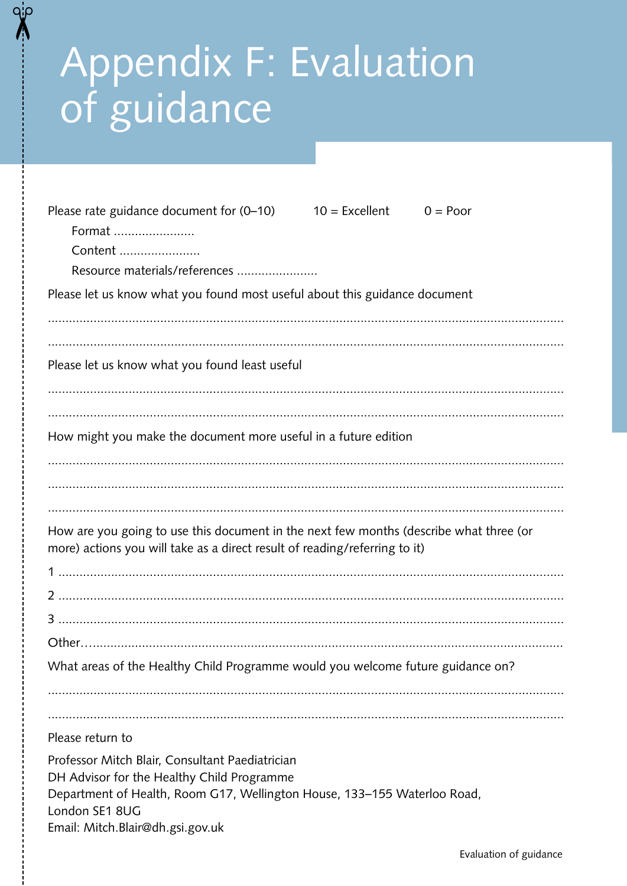# Appendix F: Evaluation of guidance

Please rate guidance document for (0–10) 10 = Excellent 0 = Poor

Format .......................

Content .......................

Resource materials/references .......................

Please let us know what you found most useful about this guidance document

..................................................................................................................................................

..................................................................................................................................................

Please let us know what you found least useful

..................................................................................................................................................

..................................................................................................................................................

How might you make the document more useful in a future edition

..................................................................................................................................................

..................................................................................................................................................

..................................................................................................................................................

How are you going to use this document in the next few months (describe what three (or more) actions you will take as a direct result of reading/referring to it)

1 ..............................................................................................................................................

2 ..............................................................................................................................................

3 ..............................................................................................................................................

Other.......................................................................................................................................

What areas of the Healthy Child Programme would you welcome future guidance on?

..................................................................................................................................................

..................................................................................................................................................

Please return to

Professor Mitch Blair, Consultant Paediatrician
DH Advisor for the Healthy Child Programme
Department of Health, Room G17, Wellington House, 133–155 Waterloo Road,
London SE1 8UG
Email: Mitch.Blair@dh.gsi.gov.uk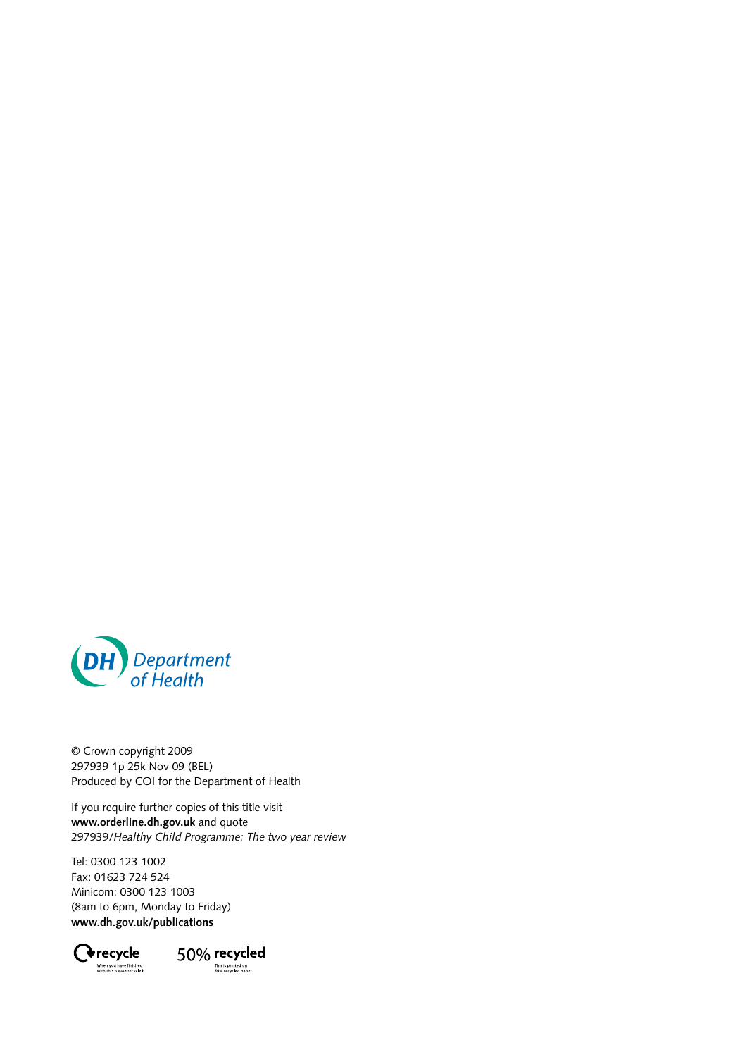Department of Health

© Crown copyright 2009
297939 1p 25k Nov 09 (BEL)
Produced by COI for the Department of Health

If you require further copies of this title visit
**www.orderline.dh.gov.uk** and quote
297939/*Healthy Child Programme: The two year review*

Tel: 0300 123 1002
Fax: 01623 724 524
Minicom: 0300 123 1003
(8am to 6pm, Monday to Friday)
**www.dh.gov.uk/publications**

**recycle** When you have finished with this please recycle it

50% **recycled** This is printed on 50% recycled paper